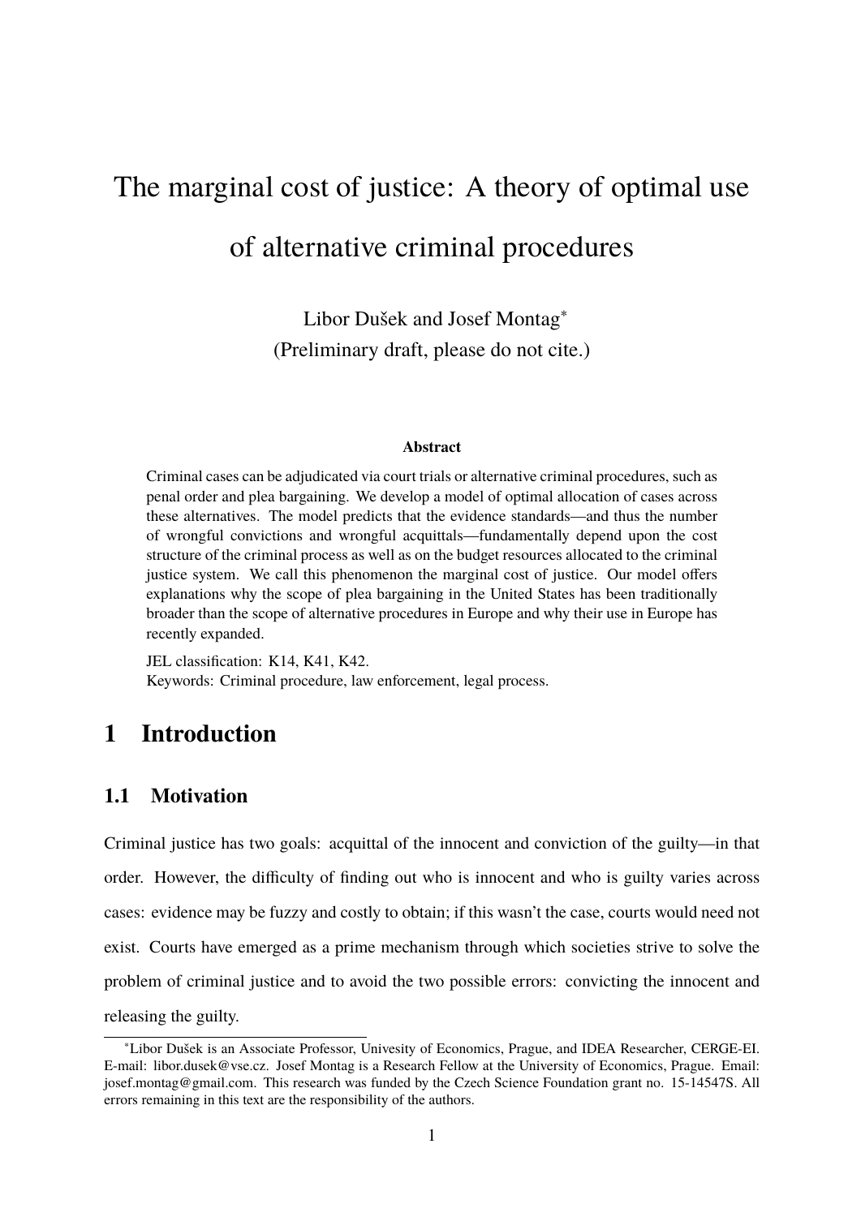# The marginal cost of justice: A theory of optimal use of alternative criminal procedures

Libor Dušek and Josef Montag[*]

(Preliminary draft, please do not cite.)

**Abstract**

Criminal cases can be adjudicated via court trials or alternative criminal procedures, such as penal order and plea bargaining. We develop a model of optimal allocation of cases across these alternatives. The model predicts that the evidence standards—and thus the number of wrongful convictions and wrongful acquittals—fundamentally depend upon the cost structure of the criminal process as well as on the budget resources allocated to the criminal justice system. We call this phenomenon the marginal cost of justice. Our model offers explanations why the scope of plea bargaining in the United States has been traditionally broader than the scope of alternative procedures in Europe and why their use in Europe has recently expanded.

JEL classification: K14, K41, K42.
Keywords: Criminal procedure, law enforcement, legal process.

## 1 Introduction

### 1.1 Motivation

Criminal justice has two goals: acquittal of the innocent and conviction of the guilty—in that order. However, the difficulty of finding out who is innocent and who is guilty varies across cases: evidence may be fuzzy and costly to obtain; if this wasn't the case, courts would need not exist. Courts have emerged as a prime mechanism through which societies strive to solve the problem of criminal justice and to avoid the two possible errors: convicting the innocent and releasing the guilty.

[*] Libor Dušek is an Associate Professor, Univesity of Economics, Prague, and IDEA Researcher, CERGE-EI. E-mail: libor.dusek@vse.cz. Josef Montag is a Research Fellow at the University of Economics, Prague. Email: josef.montag@gmail.com. This research was funded by the Czech Science Foundation grant no. 15-14547S. All errors remaining in this text are the responsibility of the authors.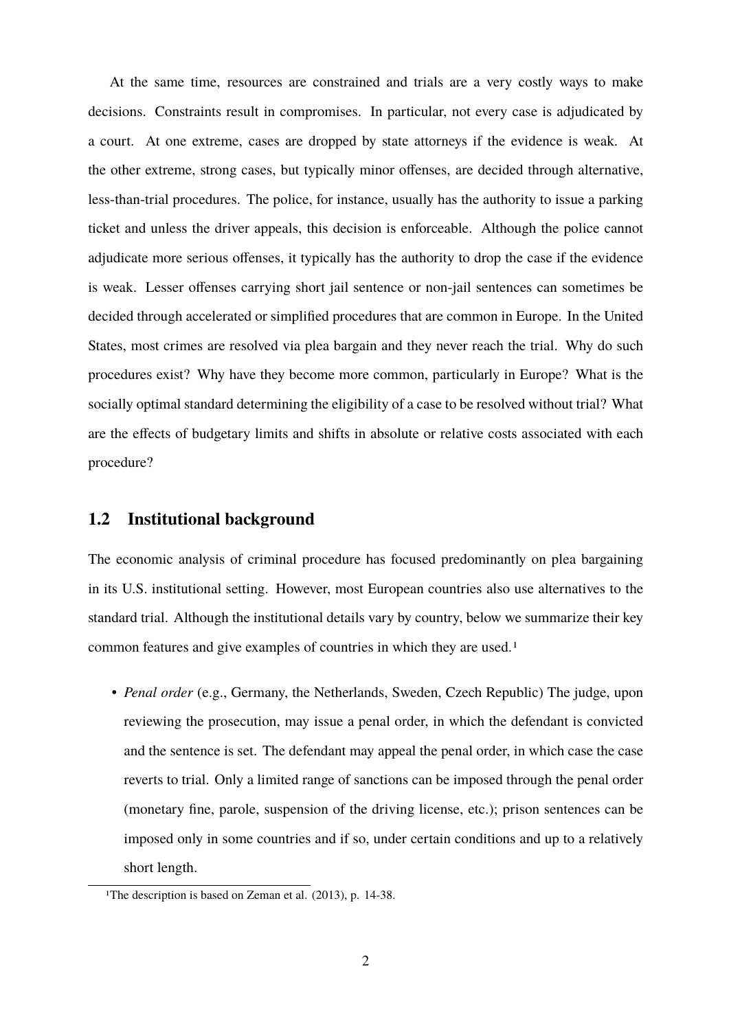At the same time, resources are constrained and trials are a very costly ways to make decisions. Constraints result in compromises. In particular, not every case is adjudicated by a court. At one extreme, cases are dropped by state attorneys if the evidence is weak. At the other extreme, strong cases, but typically minor offenses, are decided through alternative, less-than-trial procedures. The police, for instance, usually has the authority to issue a parking ticket and unless the driver appeals, this decision is enforceable. Although the police cannot adjudicate more serious offenses, it typically has the authority to drop the case if the evidence is weak. Lesser offenses carrying short jail sentence or non-jail sentences can sometimes be decided through accelerated or simplified procedures that are common in Europe. In the United States, most crimes are resolved via plea bargain and they never reach the trial. Why do such procedures exist? Why have they become more common, particularly in Europe? What is the socially optimal standard determining the eligibility of a case to be resolved without trial? What are the effects of budgetary limits and shifts in absolute or relative costs associated with each procedure?

## 1.2 Institutional background

The economic analysis of criminal procedure has focused predominantly on plea bargaining in its U.S. institutional setting. However, most European countries also use alternatives to the standard trial. Although the institutional details vary by country, below we summarize their key common features and give examples of countries in which they are used.[1]

- *Penal order* (e.g., Germany, the Netherlands, Sweden, Czech Republic) The judge, upon reviewing the prosecution, may issue a penal order, in which the defendant is convicted and the sentence is set. The defendant may appeal the penal order, in which case the case reverts to trial. Only a limited range of sanctions can be imposed through the penal order (monetary fine, parole, suspension of the driving license, etc.); prison sentences can be imposed only in some countries and if so, under certain conditions and up to a relatively short length.

[1] The description is based on Zeman et al. (2013), p. 14-38.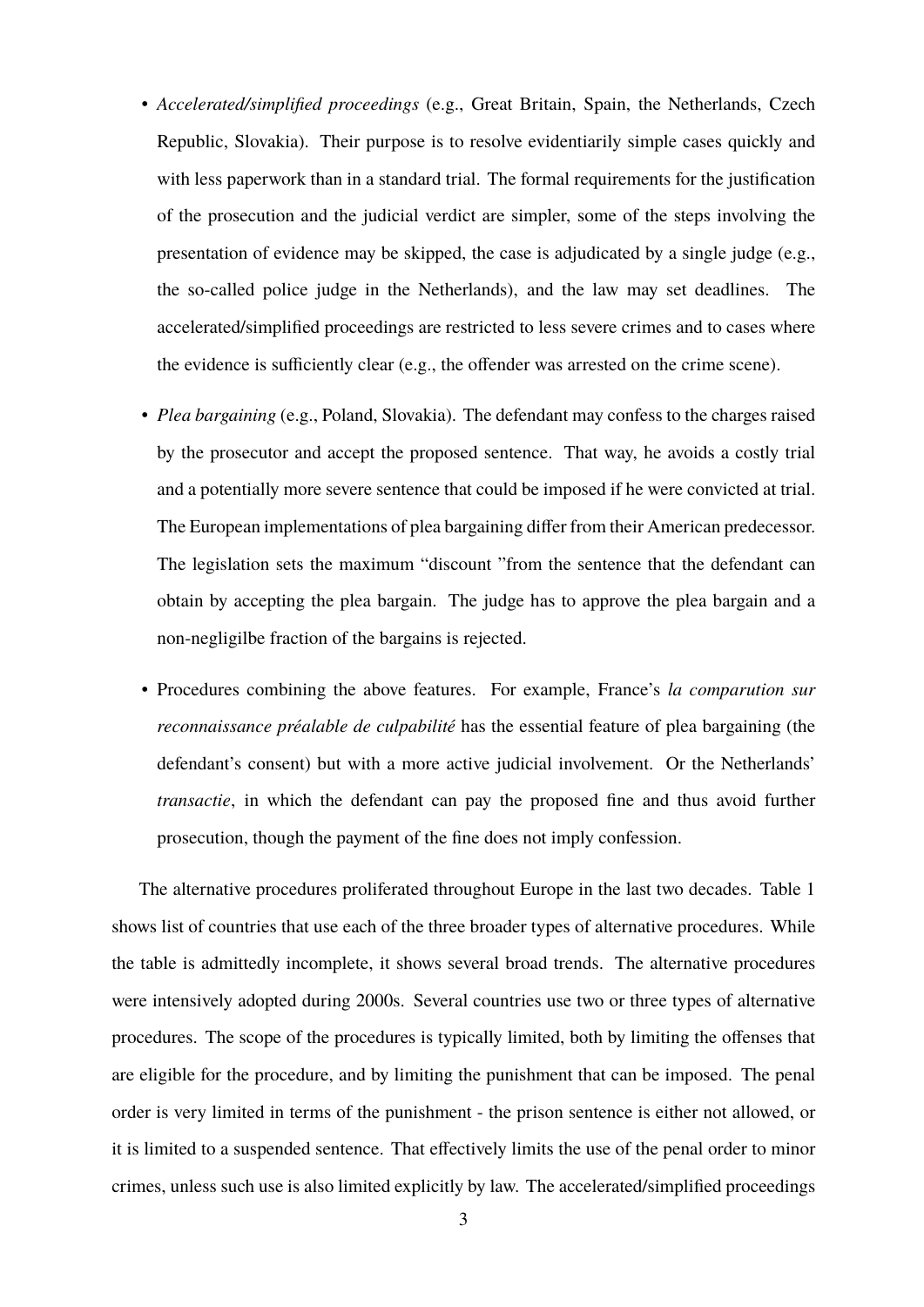- *Accelerated/simplified proceedings* (e.g., Great Britain, Spain, the Netherlands, Czech Republic, Slovakia). Their purpose is to resolve evidentiarily simple cases quickly and with less paperwork than in a standard trial. The formal requirements for the justification of the prosecution and the judicial verdict are simpler, some of the steps involving the presentation of evidence may be skipped, the case is adjudicated by a single judge (e.g., the so-called police judge in the Netherlands), and the law may set deadlines. The accelerated/simplified proceedings are restricted to less severe crimes and to cases where the evidence is sufficiently clear (e.g., the offender was arrested on the crime scene).

- *Plea bargaining* (e.g., Poland, Slovakia). The defendant may confess to the charges raised by the prosecutor and accept the proposed sentence. That way, he avoids a costly trial and a potentially more severe sentence that could be imposed if he were convicted at trial. The European implementations of plea bargaining differ from their American predecessor. The legislation sets the maximum "discount "from the sentence that the defendant can obtain by accepting the plea bargain. The judge has to approve the plea bargain and a non-negligilbe fraction of the bargains is rejected.

- Procedures combining the above features. For example, France's *la comparution sur reconnaissance préalable de culpabilité* has the essential feature of plea bargaining (the defendant's consent) but with a more active judicial involvement. Or the Netherlands' *transactie*, in which the defendant can pay the proposed fine and thus avoid further prosecution, though the payment of the fine does not imply confession.

The alternative procedures proliferated throughout Europe in the last two decades. Table 1 shows list of countries that use each of the three broader types of alternative procedures. While the table is admittedly incomplete, it shows several broad trends. The alternative procedures were intensively adopted during 2000s. Several countries use two or three types of alternative procedures. The scope of the procedures is typically limited, both by limiting the offenses that are eligible for the procedure, and by limiting the punishment that can be imposed. The penal order is very limited in terms of the punishment - the prison sentence is either not allowed, or it is limited to a suspended sentence. That effectively limits the use of the penal order to minor crimes, unless such use is also limited explicitly by law. The accelerated/simplified proceedings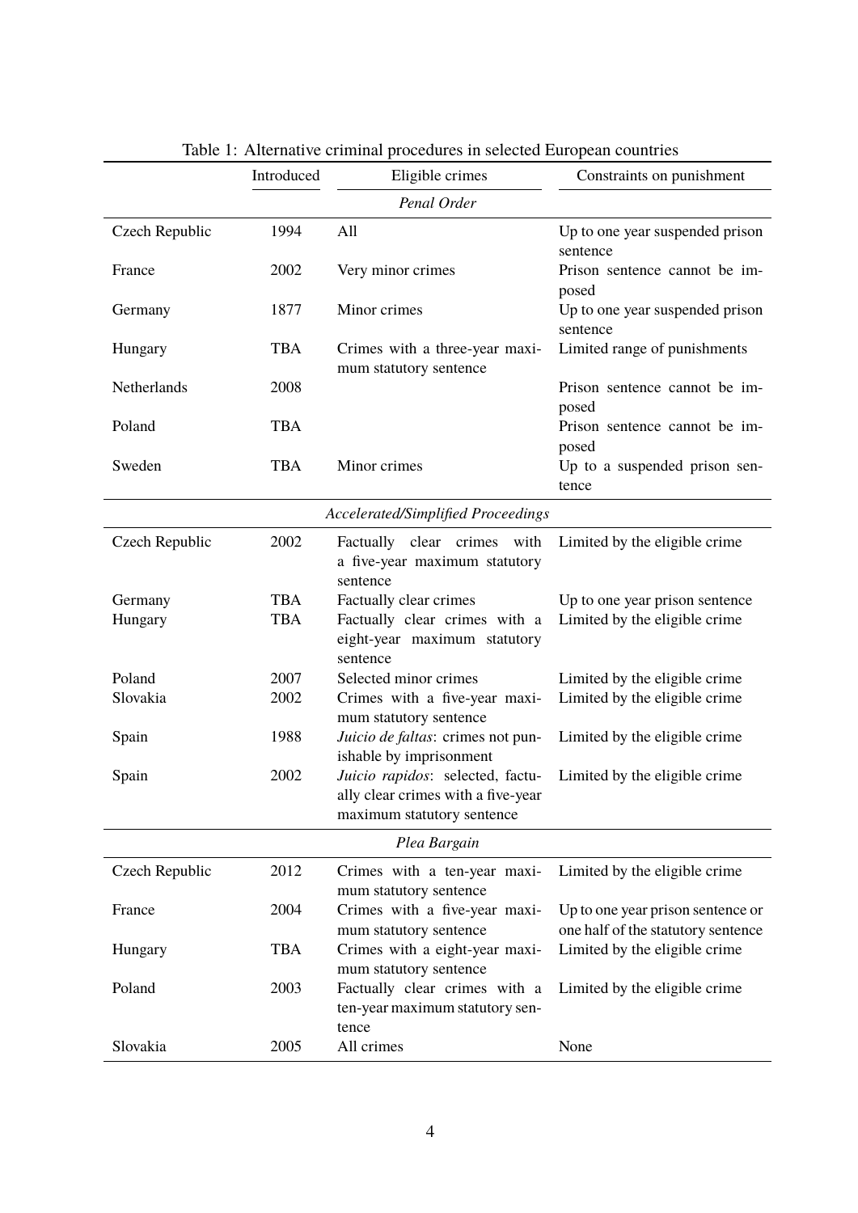Table 1: Alternative criminal procedures in selected European countries

| | Introduced | Eligible crimes | Constraints on punishment |
|---|---|---|---|
| | | *Penal Order* | |
| Czech Republic | 1994 | All | Up to one year suspended prison sentence |
| France | 2002 | Very minor crimes | Prison sentence cannot be imposed |
| Germany | 1877 | Minor crimes | Up to one year suspended prison sentence |
| Hungary | TBA | Crimes with a three-year maximum statutory sentence | Limited range of punishments |
| Netherlands | 2008 | | Prison sentence cannot be imposed |
| Poland | TBA | | Prison sentence cannot be imposed |
| Sweden | TBA | Minor crimes | Up to a suspended prison sentence |
| | | *Accelerated/Simplified Proceedings* | |
| Czech Republic | 2002 | Factually clear crimes with a five-year maximum statutory sentence | Limited by the eligible crime |
| Germany | TBA | Factually clear crimes | Up to one year prison sentence |
| Hungary | TBA | Factually clear crimes with a eight-year maximum statutory sentence | Limited by the eligible crime |
| Poland | 2007 | Selected minor crimes | Limited by the eligible crime |
| Slovakia | 2002 | Crimes with a five-year maximum statutory sentence | Limited by the eligible crime |
| Spain | 1988 | *Juicio de faltas*: crimes not punishable by imprisonment | Limited by the eligible crime |
| Spain | 2002 | *Juicio rapidos*: selected, factually clear crimes with a five-year maximum statutory sentence | Limited by the eligible crime |
| | | *Plea Bargain* | |
| Czech Republic | 2012 | Crimes with a ten-year maximum statutory sentence | Limited by the eligible crime |
| France | 2004 | Crimes with a five-year maximum statutory sentence | Up to one year prison sentence or one half of the statutory sentence |
| Hungary | TBA | Crimes with a eight-year maximum statutory sentence | Limited by the eligible crime |
| Poland | 2003 | Factually clear crimes with a ten-year maximum statutory sentence | Limited by the eligible crime |
| Slovakia | 2005 | All crimes | None |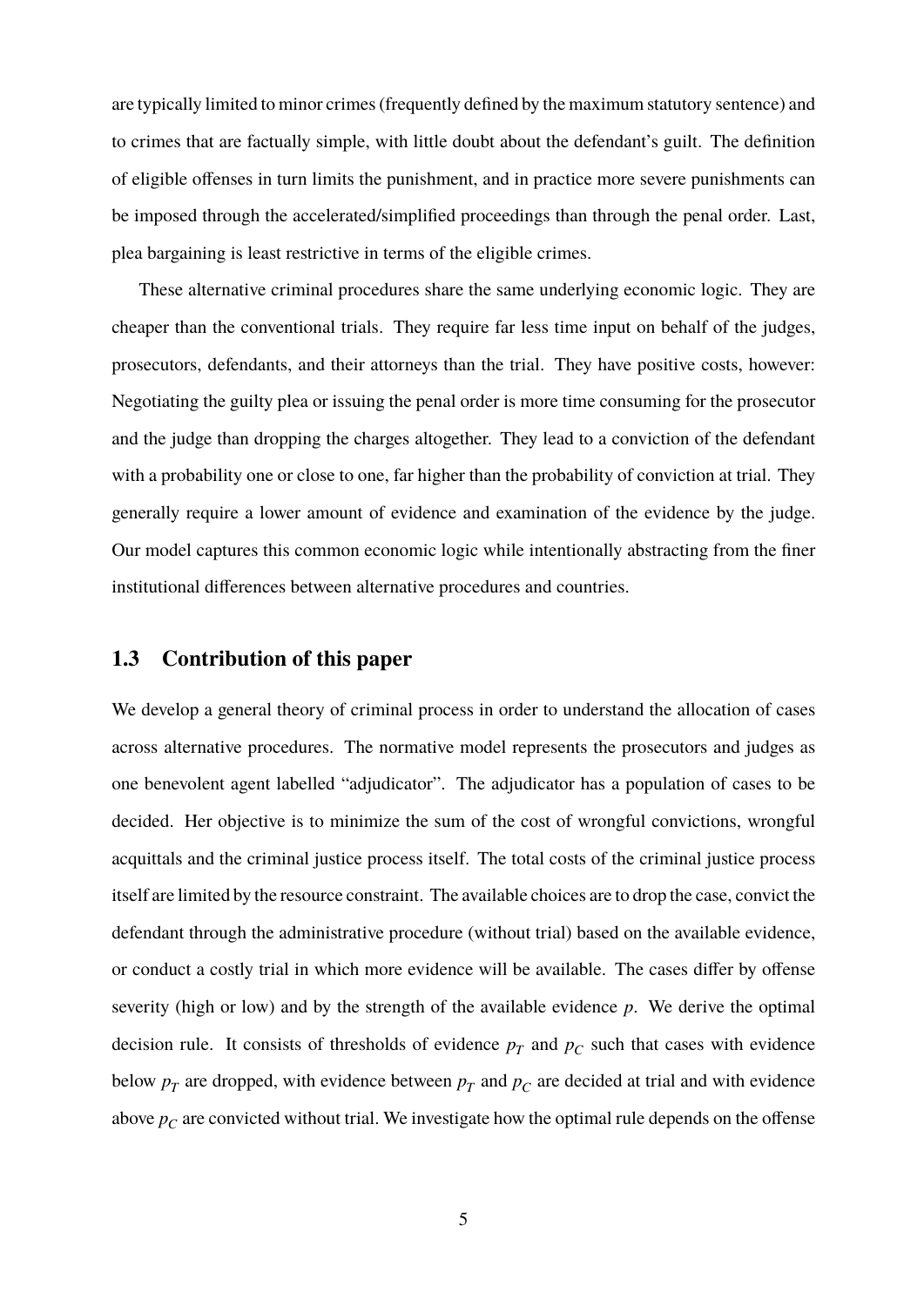are typically limited to minor crimes (frequently defined by the maximum statutory sentence) and to crimes that are factually simple, with little doubt about the defendant's guilt. The definition of eligible offenses in turn limits the punishment, and in practice more severe punishments can be imposed through the accelerated/simplified proceedings than through the penal order. Last, plea bargaining is least restrictive in terms of the eligible crimes.

These alternative criminal procedures share the same underlying economic logic. They are cheaper than the conventional trials. They require far less time input on behalf of the judges, prosecutors, defendants, and their attorneys than the trial. They have positive costs, however: Negotiating the guilty plea or issuing the penal order is more time consuming for the prosecutor and the judge than dropping the charges altogether. They lead to a conviction of the defendant with a probability one or close to one, far higher than the probability of conviction at trial. They generally require a lower amount of evidence and examination of the evidence by the judge. Our model captures this common economic logic while intentionally abstracting from the finer institutional differences between alternative procedures and countries.

## 1.3 Contribution of this paper

We develop a general theory of criminal process in order to understand the allocation of cases across alternative procedures. The normative model represents the prosecutors and judges as one benevolent agent labelled "adjudicator". The adjudicator has a population of cases to be decided. Her objective is to minimize the sum of the cost of wrongful convictions, wrongful acquittals and the criminal justice process itself. The total costs of the criminal justice process itself are limited by the resource constraint. The available choices are to drop the case, convict the defendant through the administrative procedure (without trial) based on the available evidence, or conduct a costly trial in which more evidence will be available. The cases differ by offense severity (high or low) and by the strength of the available evidence $p$. We derive the optimal decision rule. It consists of thresholds of evidence $p_T$ and $p_C$ such that cases with evidence below $p_T$ are dropped, with evidence between $p_T$ and $p_C$ are decided at trial and with evidence above $p_C$ are convicted without trial. We investigate how the optimal rule depends on the offense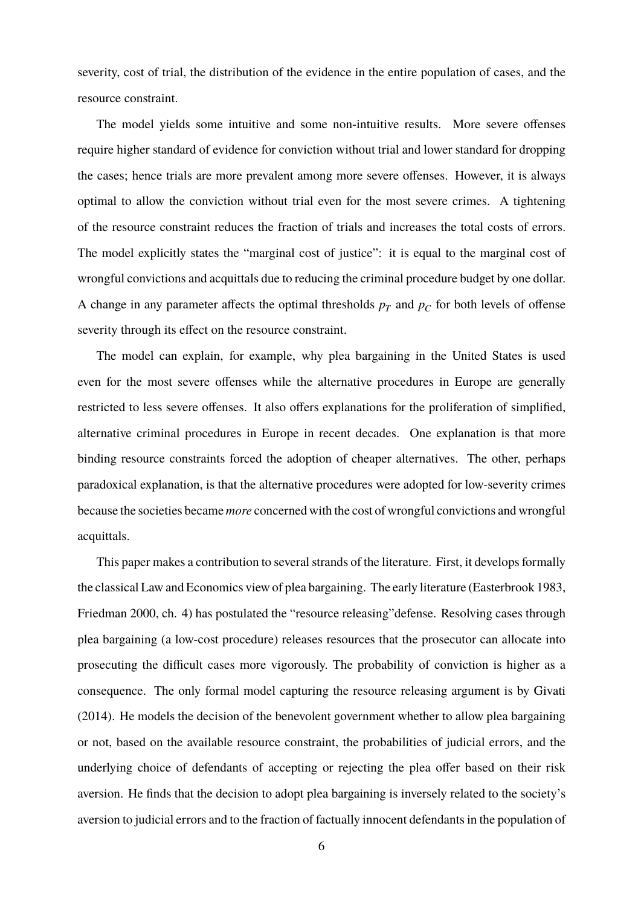severity, cost of trial, the distribution of the evidence in the entire population of cases, and the resource constraint.

The model yields some intuitive and some non-intuitive results. More severe offenses require higher standard of evidence for conviction without trial and lower standard for dropping the cases; hence trials are more prevalent among more severe offenses. However, it is always optimal to allow the conviction without trial even for the most severe crimes. A tightening of the resource constraint reduces the fraction of trials and increases the total costs of errors. The model explicitly states the "marginal cost of justice": it is equal to the marginal cost of wrongful convictions and acquittals due to reducing the criminal procedure budget by one dollar. A change in any parameter affects the optimal thresholds $p_T$ and $p_C$ for both levels of offense severity through its effect on the resource constraint.

The model can explain, for example, why plea bargaining in the United States is used even for the most severe offenses while the alternative procedures in Europe are generally restricted to less severe offenses. It also offers explanations for the proliferation of simplified, alternative criminal procedures in Europe in recent decades. One explanation is that more binding resource constraints forced the adoption of cheaper alternatives. The other, perhaps paradoxical explanation, is that the alternative procedures were adopted for low-severity crimes because the societies became *more* concerned with the cost of wrongful convictions and wrongful acquittals.

This paper makes a contribution to several strands of the literature. First, it develops formally the classical Law and Economics view of plea bargaining. The early literature (Easterbrook 1983, Friedman 2000, ch. 4) has postulated the "resource releasing"defense. Resolving cases through plea bargaining (a low-cost procedure) releases resources that the prosecutor can allocate into prosecuting the difficult cases more vigorously. The probability of conviction is higher as a consequence. The only formal model capturing the resource releasing argument is by Givati (2014). He models the decision of the benevolent government whether to allow plea bargaining or not, based on the available resource constraint, the probabilities of judicial errors, and the underlying choice of defendants of accepting or rejecting the plea offer based on their risk aversion. He finds that the decision to adopt plea bargaining is inversely related to the society's aversion to judicial errors and to the fraction of factually innocent defendants in the population of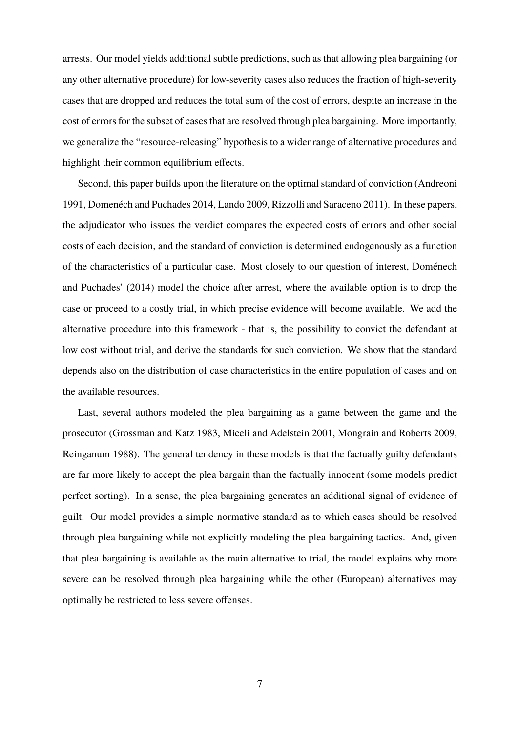arrests. Our model yields additional subtle predictions, such as that allowing plea bargaining (or any other alternative procedure) for low-severity cases also reduces the fraction of high-severity cases that are dropped and reduces the total sum of the cost of errors, despite an increase in the cost of errors for the subset of cases that are resolved through plea bargaining. More importantly, we generalize the "resource-releasing" hypothesis to a wider range of alternative procedures and highlight their common equilibrium effects.

Second, this paper builds upon the literature on the optimal standard of conviction (Andreoni 1991, Domenéch and Puchades 2014, Lando 2009, Rizzolli and Saraceno 2011). In these papers, the adjudicator who issues the verdict compares the expected costs of errors and other social costs of each decision, and the standard of conviction is determined endogenously as a function of the characteristics of a particular case. Most closely to our question of interest, Doménech and Puchades' (2014) model the choice after arrest, where the available option is to drop the case or proceed to a costly trial, in which precise evidence will become available. We add the alternative procedure into this framework - that is, the possibility to convict the defendant at low cost without trial, and derive the standards for such conviction. We show that the standard depends also on the distribution of case characteristics in the entire population of cases and on the available resources.

Last, several authors modeled the plea bargaining as a game between the game and the prosecutor (Grossman and Katz 1983, Miceli and Adelstein 2001, Mongrain and Roberts 2009, Reinganum 1988). The general tendency in these models is that the factually guilty defendants are far more likely to accept the plea bargain than the factually innocent (some models predict perfect sorting). In a sense, the plea bargaining generates an additional signal of evidence of guilt. Our model provides a simple normative standard as to which cases should be resolved through plea bargaining while not explicitly modeling the plea bargaining tactics. And, given that plea bargaining is available as the main alternative to trial, the model explains why more severe can be resolved through plea bargaining while the other (European) alternatives may optimally be restricted to less severe offenses.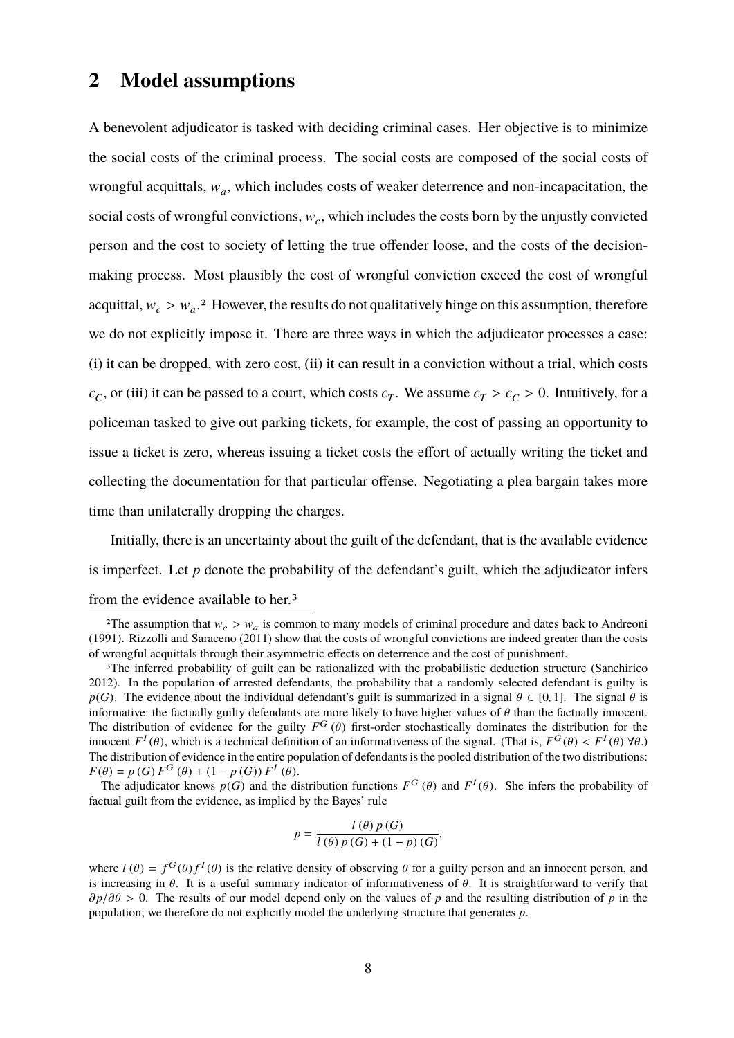## 2 Model assumptions

A benevolent adjudicator is tasked with deciding criminal cases. Her objective is to minimize the social costs of the criminal process. The social costs are composed of the social costs of wrongful acquittals, $w_a$, which includes costs of weaker deterrence and non-incapacitation, the social costs of wrongful convictions, $w_c$, which includes the costs born by the unjustly convicted person and the cost to society of letting the true offender loose, and the costs of the decision-making process. Most plausibly the cost of wrongful conviction exceed the cost of wrongful acquittal, $w_c > w_a$.[2] However, the results do not qualitatively hinge on this assumption, therefore we do not explicitly impose it. There are three ways in which the adjudicator processes a case: (i) it can be dropped, with zero cost, (ii) it can result in a conviction without a trial, which costs $c_C$, or (iii) it can be passed to a court, which costs $c_T$. We assume $c_T > c_C > 0$. Intuitively, for a policeman tasked to give out parking tickets, for example, the cost of passing an opportunity to issue a ticket is zero, whereas issuing a ticket costs the effort of actually writing the ticket and collecting the documentation for that particular offense. Negotiating a plea bargain takes more time than unilaterally dropping the charges.

Initially, there is an uncertainty about the guilt of the defendant, that is the available evidence is imperfect. Let $p$ denote the probability of the defendant's guilt, which the adjudicator infers from the evidence available to her.[3]

[2] The assumption that $w_c > w_a$ is common to many models of criminal procedure and dates back to Andreoni (1991). Rizzolli and Saraceno (2011) show that the costs of wrongful convictions are indeed greater than the costs of wrongful acquittals through their asymmetric effects on deterrence and the cost of punishment.

[3] The inferred probability of guilt can be rationalized with the probabilistic deduction structure (Sanchirico 2012). In the population of arrested defendants, the probability that a randomly selected defendant is guilty is $p(G)$. The evidence about the individual defendant's guilt is summarized in a signal $\theta \in [0, 1]$. The signal $\theta$ is informative: the factually guilty defendants are more likely to have higher values of $\theta$ than the factually innocent. The distribution of evidence for the guilty $F^G(\theta)$ first-order stochastically dominates the distribution for the innocent $F^I(\theta)$, which is a technical definition of an informativeness of the signal. (That is, $F^G(\theta) < F^I(\theta)\ \forall\theta$.) The distribution of evidence in the entire population of defendants is the pooled distribution of the two distributions: $F(\theta) = p(G)\, F^G(\theta) + (1 - p(G))\, F^I(\theta)$.

The adjudicator knows $p(G)$ and the distribution functions $F^G(\theta)$ and $F^I(\theta)$. She infers the probability of factual guilt from the evidence, as implied by the Bayes' rule

$$p = \frac{l(\theta)\, p(G)}{l(\theta)\, p(G) + (1 - p)(G)},$$

where $l(\theta) = f^G(\theta) f^I(\theta)$ is the relative density of observing $\theta$ for a guilty person and an innocent person, and is increasing in $\theta$. It is a useful summary indicator of informativeness of $\theta$. It is straightforward to verify that $\partial p/\partial\theta > 0$. The results of our model depend only on the values of $p$ and the resulting distribution of $p$ in the population; we therefore do not explicitly model the underlying structure that generates $p$.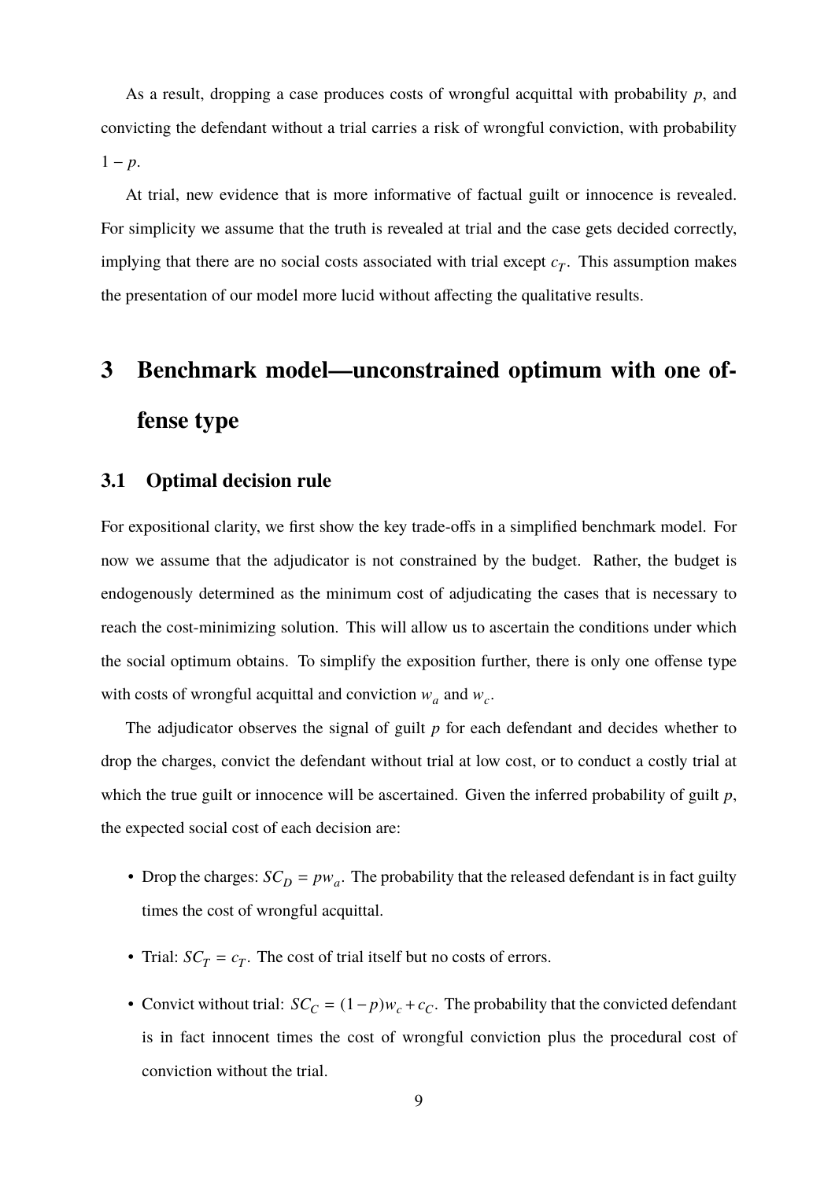As a result, dropping a case produces costs of wrongful acquittal with probability $p$, and convicting the defendant without a trial carries a risk of wrongful conviction, with probability $1 - p$.

At trial, new evidence that is more informative of factual guilt or innocence is revealed. For simplicity we assume that the truth is revealed at trial and the case gets decided correctly, implying that there are no social costs associated with trial except $c_T$. This assumption makes the presentation of our model more lucid without affecting the qualitative results.

# 3 Benchmark model—unconstrained optimum with one offense type

## 3.1 Optimal decision rule

For expositional clarity, we first show the key trade-offs in a simplified benchmark model. For now we assume that the adjudicator is not constrained by the budget. Rather, the budget is endogenously determined as the minimum cost of adjudicating the cases that is necessary to reach the cost-minimizing solution. This will allow us to ascertain the conditions under which the social optimum obtains. To simplify the exposition further, there is only one offense type with costs of wrongful acquittal and conviction $w_a$ and $w_c$.

The adjudicator observes the signal of guilt $p$ for each defendant and decides whether to drop the charges, convict the defendant without trial at low cost, or to conduct a costly trial at which the true guilt or innocence will be ascertained. Given the inferred probability of guilt $p$, the expected social cost of each decision are:

- Drop the charges: $SC_D = pw_a$. The probability that the released defendant is in fact guilty times the cost of wrongful acquittal.
- Trial: $SC_T = c_T$. The cost of trial itself but no costs of errors.
- Convict without trial: $SC_C = (1 - p)w_c + c_C$. The probability that the convicted defendant is in fact innocent times the cost of wrongful conviction plus the procedural cost of conviction without the trial.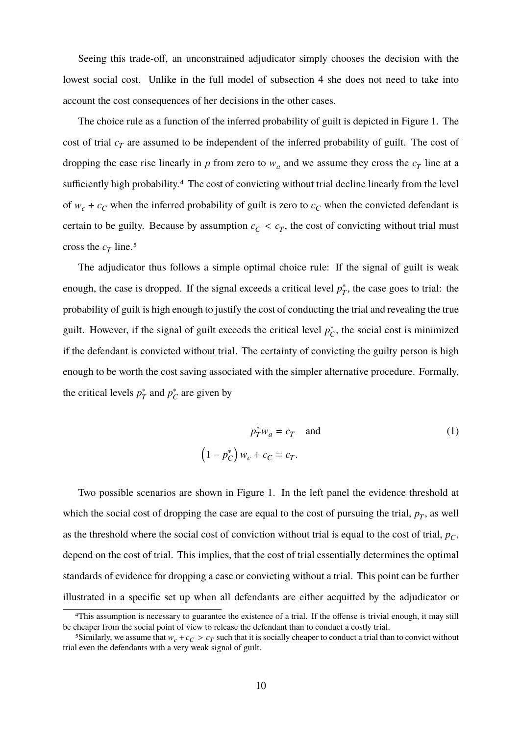Seeing this trade-off, an unconstrained adjudicator simply chooses the decision with the lowest social cost. Unlike in the full model of subsection 4 she does not need to take into account the cost consequences of her decisions in the other cases.

The choice rule as a function of the inferred probability of guilt is depicted in Figure 1. The cost of trial $c_T$ are assumed to be independent of the inferred probability of guilt. The cost of dropping the case rise linearly in $p$ from zero to $w_a$ and we assume they cross the $c_T$ line at a sufficiently high probability.[4] The cost of convicting without trial decline linearly from the level of $w_c + c_C$ when the inferred probability of guilt is zero to $c_C$ when the convicted defendant is certain to be guilty. Because by assumption $c_C < c_T$, the cost of convicting without trial must cross the $c_T$ line.[5]

The adjudicator thus follows a simple optimal choice rule: If the signal of guilt is weak enough, the case is dropped. If the signal exceeds a critical level $p_T^*$, the case goes to trial: the probability of guilt is high enough to justify the cost of conducting the trial and revealing the true guilt. However, if the signal of guilt exceeds the critical level $p_C^*$, the social cost is minimized if the defendant is convicted without trial. The certainty of convicting the guilty person is high enough to be worth the cost saving associated with the simpler alternative procedure. Formally, the critical levels $p_T^*$ and $p_C^*$ are given by

$$p_T^* w_a = c_T \quad \text{and} \tag{1}$$

$$\left(1 - p_C^*\right) w_c + c_C = c_T.$$

Two possible scenarios are shown in Figure 1. In the left panel the evidence threshold at which the social cost of dropping the case are equal to the cost of pursuing the trial, $p_T$, as well as the threshold where the social cost of conviction without trial is equal to the cost of trial, $p_C$, depend on the cost of trial. This implies, that the cost of trial essentially determines the optimal standards of evidence for dropping a case or convicting without a trial. This point can be further illustrated in a specific set up when all defendants are either acquitted by the adjudicator or

---

[4] This assumption is necessary to guarantee the existence of a trial. If the offense is trivial enough, it may still be cheaper from the social point of view to release the defendant than to conduct a costly trial.

[5] Similarly, we assume that $w_c + c_C > c_T$ such that it is socially cheaper to conduct a trial than to convict without trial even the defendants with a very weak signal of guilt.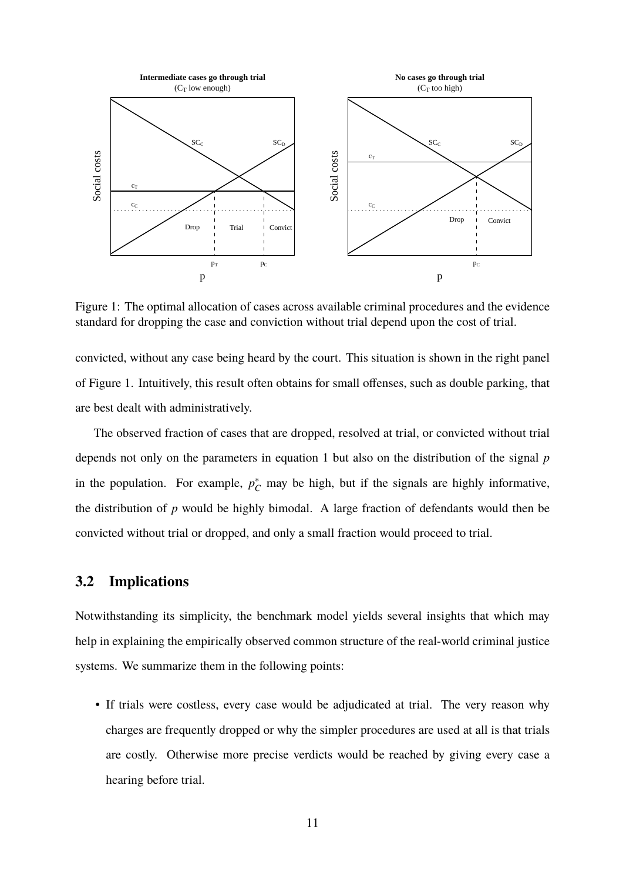Figure 1: The optimal allocation of cases across available criminal procedures and the evidence standard for dropping the case and conviction without trial depend upon the cost of trial.

convicted, without any case being heard by the court. This situation is shown in the right panel of Figure 1. Intuitively, this result often obtains for small offenses, such as double parking, that are best dealt with administratively.

The observed fraction of cases that are dropped, resolved at trial, or convicted without trial depends not only on the parameters in equation 1 but also on the distribution of the signal $p$ in the population. For example, $p_C^*$ may be high, but if the signals are highly informative, the distribution of $p$ would be highly bimodal. A large fraction of defendants would then be convicted without trial or dropped, and only a small fraction would proceed to trial.

### 3.2 Implications

Notwithstanding its simplicity, the benchmark model yields several insights that which may help in explaining the empirically observed common structure of the real-world criminal justice systems. We summarize them in the following points:

- If trials were costless, every case would be adjudicated at trial. The very reason why charges are frequently dropped or why the simpler procedures are used at all is that trials are costly. Otherwise more precise verdicts would be reached by giving every case a hearing before trial.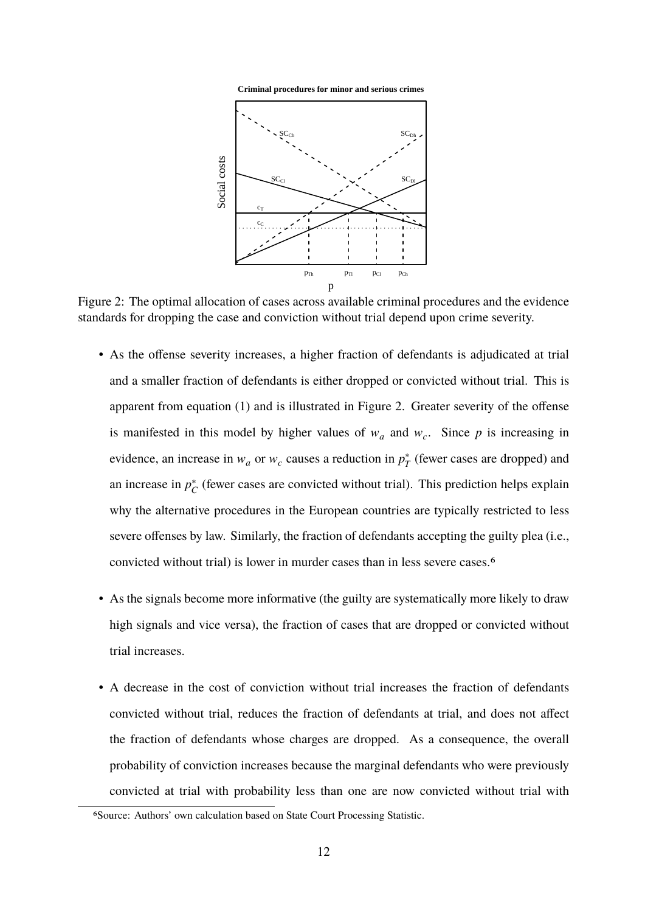Criminal procedures for minor and serious crimes

Figure 2: The optimal allocation of cases across available criminal procedures and the evidence standards for dropping the case and conviction without trial depend upon crime severity.

- As the offense severity increases, a higher fraction of defendants is adjudicated at trial and a smaller fraction of defendants is either dropped or convicted without trial. This is apparent from equation (1) and is illustrated in Figure 2. Greater severity of the offense is manifested in this model by higher values of $w_a$ and $w_c$. Since $p$ is increasing in evidence, an increase in $w_a$ or $w_c$ causes a reduction in $p_T^*$ (fewer cases are dropped) and an increase in $p_C^*$ (fewer cases are convicted without trial). This prediction helps explain why the alternative procedures in the European countries are typically restricted to less severe offenses by law. Similarly, the fraction of defendants accepting the guilty plea (i.e., convicted without trial) is lower in murder cases than in less severe cases.[6]

- As the signals become more informative (the guilty are systematically more likely to draw high signals and vice versa), the fraction of cases that are dropped or convicted without trial increases.

- A decrease in the cost of conviction without trial increases the fraction of defendants convicted without trial, reduces the fraction of defendants at trial, and does not affect the fraction of defendants whose charges are dropped. As a consequence, the overall probability of conviction increases because the marginal defendants who were previously convicted at trial with probability less than one are now convicted without trial with

[6]Source: Authors' own calculation based on State Court Processing Statistic.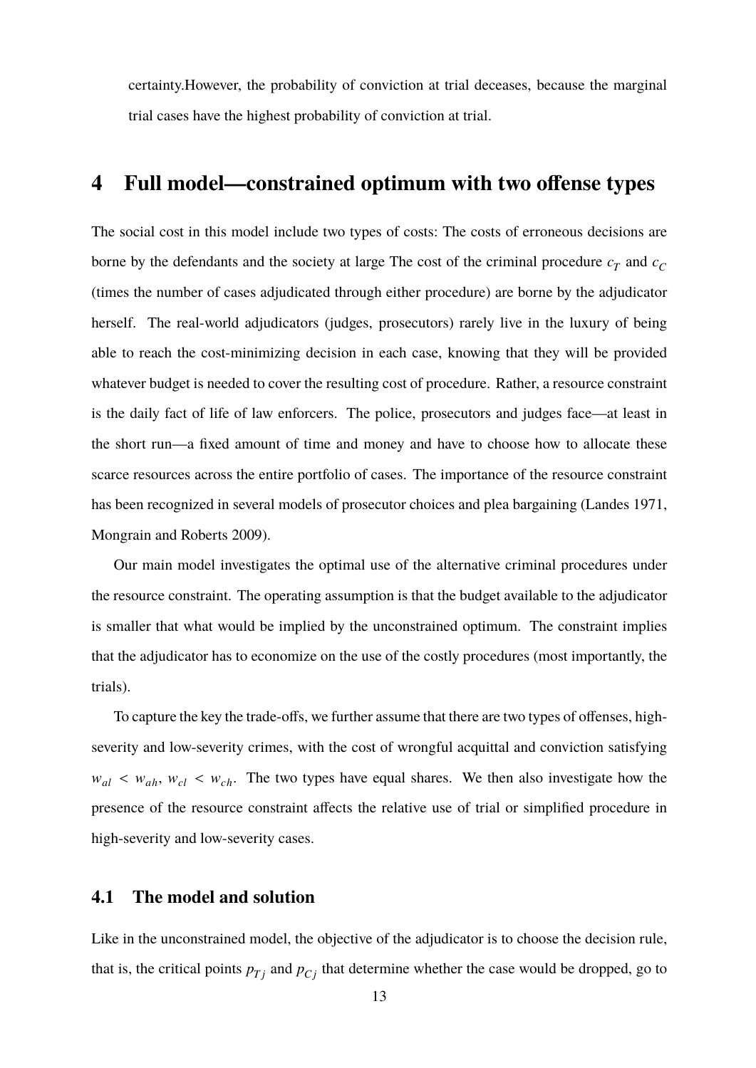certainty.However, the probability of conviction at trial deceases, because the marginal trial cases have the highest probability of conviction at trial.

# 4 Full model—constrained optimum with two offense types

The social cost in this model include two types of costs: The costs of erroneous decisions are borne by the defendants and the society at large The cost of the criminal procedure $c_T$ and $c_C$ (times the number of cases adjudicated through either procedure) are borne by the adjudicator herself. The real-world adjudicators (judges, prosecutors) rarely live in the luxury of being able to reach the cost-minimizing decision in each case, knowing that they will be provided whatever budget is needed to cover the resulting cost of procedure. Rather, a resource constraint is the daily fact of life of law enforcers. The police, prosecutors and judges face—at least in the short run—a fixed amount of time and money and have to choose how to allocate these scarce resources across the entire portfolio of cases. The importance of the resource constraint has been recognized in several models of prosecutor choices and plea bargaining (Landes 1971, Mongrain and Roberts 2009).

Our main model investigates the optimal use of the alternative criminal procedures under the resource constraint. The operating assumption is that the budget available to the adjudicator is smaller that what would be implied by the unconstrained optimum. The constraint implies that the adjudicator has to economize on the use of the costly procedures (most importantly, the trials).

To capture the key the trade-offs, we further assume that there are two types of offenses, high-severity and low-severity crimes, with the cost of wrongful acquittal and conviction satisfying $w_{al} < w_{ah}$, $w_{cl} < w_{ch}$. The two types have equal shares. We then also investigate how the presence of the resource constraint affects the relative use of trial or simplified procedure in high-severity and low-severity cases.

## 4.1 The model and solution

Like in the unconstrained model, the objective of the adjudicator is to choose the decision rule, that is, the critical points $p_{Tj}$ and $p_{Cj}$ that determine whether the case would be dropped, go to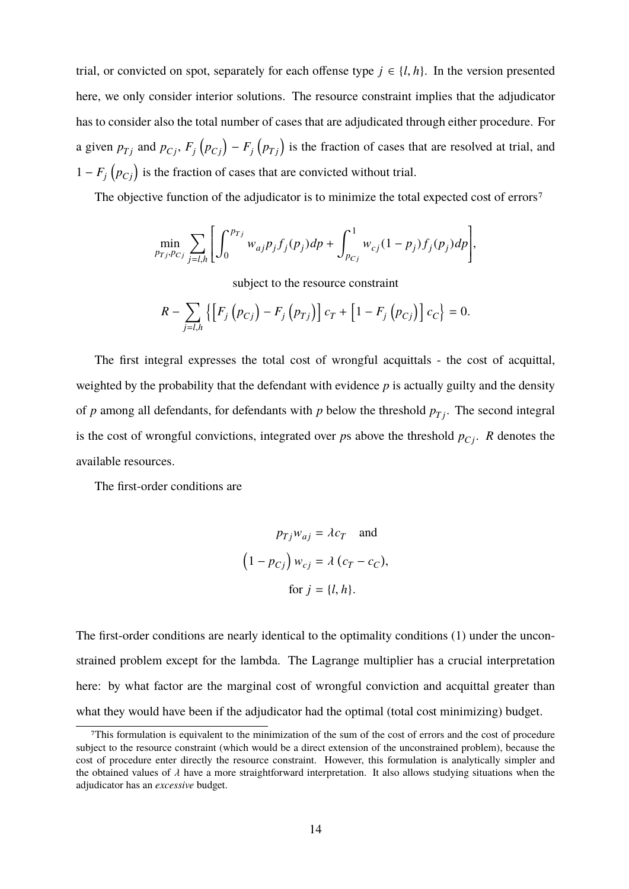trial, or convicted on spot, separately for each offense type $j \in \{l, h\}$. In the version presented here, we only consider interior solutions. The resource constraint implies that the adjudicator has to consider also the total number of cases that are adjudicated through either procedure. For a given $p_{Tj}$ and $p_{Cj}$, $F_j\left(p_{Cj}\right) - F_j\left(p_{Tj}\right)$ is the fraction of cases that are resolved at trial, and $1 - F_j\left(p_{Cj}\right)$ is the fraction of cases that are convicted without trial.

The objective function of the adjudicator is to minimize the total expected cost of errors[7]

$$\min_{p_{Tj}, p_{Cj}} \sum_{j=l,h} \left[ \int_0^{p_{Tj}} w_{aj} p_j f_j(p_j) dp + \int_{p_{Cj}}^1 w_{cj} (1 - p_j) f_j(p_j) dp \right],$$

subject to the resource constraint

$$R - \sum_{j=l,h} \left\{ \left[ F_j\left(p_{Cj}\right) - F_j\left(p_{Tj}\right) \right] c_T + \left[ 1 - F_j\left(p_{Cj}\right) \right] c_C \right\} = 0.$$

The first integral expresses the total cost of wrongful acquittals - the cost of acquittal, weighted by the probability that the defendant with evidence $p$ is actually guilty and the density of $p$ among all defendants, for defendants with $p$ below the threshold $p_{Tj}$. The second integral is the cost of wrongful convictions, integrated over $p$s above the threshold $p_{Cj}$. $R$ denotes the available resources.

The first-order conditions are

$$p_{Tj} w_{aj} = \lambda c_T \quad \text{and}$$

$$\left(1 - p_{Cj}\right) w_{cj} = \lambda \left(c_T - c_C\right),$$

$$\text{for } j = \{l, h\}.$$

The first-order conditions are nearly identical to the optimality conditions (1) under the unconstrained problem except for the lambda. The Lagrange multiplier has a crucial interpretation here: by what factor are the marginal cost of wrongful conviction and acquittal greater than what they would have been if the adjudicator had the optimal (total cost minimizing) budget.

[7]This formulation is equivalent to the minimization of the sum of the cost of errors and the cost of procedure subject to the resource constraint (which would be a direct extension of the unconstrained problem), because the cost of procedure enter directly the resource constraint. However, this formulation is analytically simpler and the obtained values of $\lambda$ have a more straightforward interpretation. It also allows studying situations when the adjudicator has an *excessive* budget.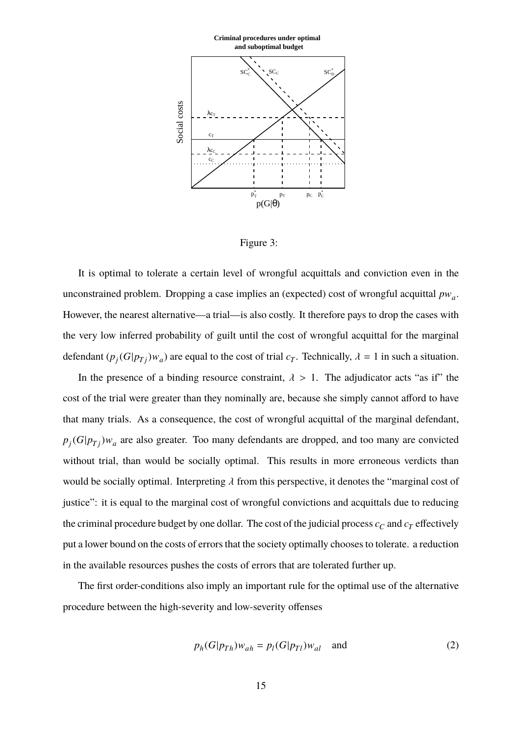Figure 3:

It is optimal to tolerate a certain level of wrongful acquittals and conviction even in the unconstrained problem. Dropping a case implies an (expected) cost of wrongful acquittal $pw_a$. However, the nearest alternative—a trial—is also costly. It therefore pays to drop the cases with the very low inferred probability of guilt until the cost of wrongful acquittal for the marginal defendant ($p_j(G|p_{Tj})w_a$) are equal to the cost of trial $c_T$. Technically, $\lambda = 1$ in such a situation.

In the presence of a binding resource constraint, $\lambda > 1$. The adjudicator acts "as if" the cost of the trial were greater than they nominally are, because she simply cannot afford to have that many trials. As a consequence, the cost of wrongful acquittal of the marginal defendant, $p_j(G|p_{Tj})w_a$ are also greater. Too many defendants are dropped, and too many are convicted without trial, than would be socially optimal. This results in more erroneous verdicts than would be socially optimal. Interpreting $\lambda$ from this perspective, it denotes the "marginal cost of justice": it is equal to the marginal cost of wrongful convictions and acquittals due to reducing the criminal procedure budget by one dollar. The cost of the judicial process $c_C$ and $c_T$ effectively put a lower bound on the costs of errors that the society optimally chooses to tolerate. a reduction in the available resources pushes the costs of errors that are tolerated further up.

The first order-conditions also imply an important rule for the optimal use of the alternative procedure between the high-severity and low-severity offenses

$$p_h(G|p_{Th})w_{ah} = p_l(G|p_{Tl})w_{al} \quad \text{and} \tag{2}$$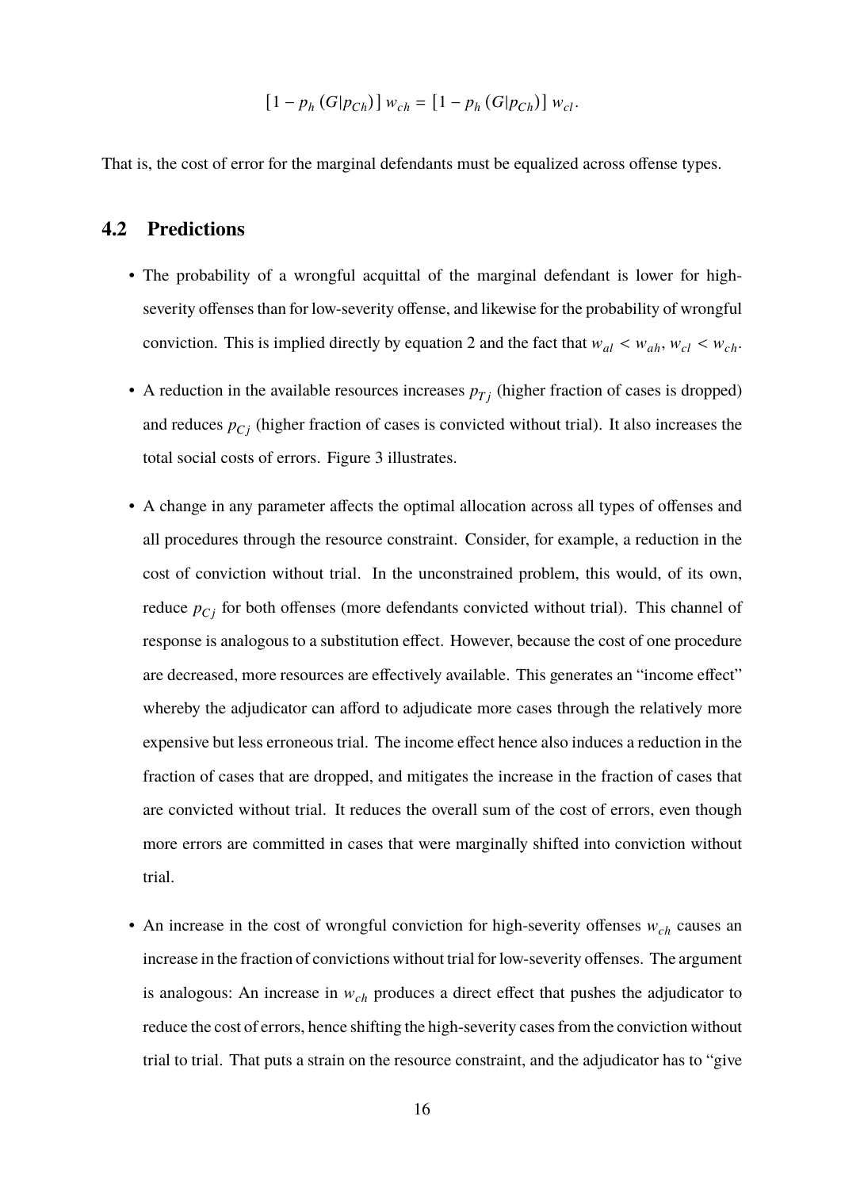$$[1 - p_h (G|p_{Ch})] w_{ch} = [1 - p_h (G|p_{Ch})] w_{cl}.$$

That is, the cost of error for the marginal defendants must be equalized across offense types.

## 4.2 Predictions

- The probability of a wrongful acquittal of the marginal defendant is lower for high-severity offenses than for low-severity offense, and likewise for the probability of wrongful conviction. This is implied directly by equation 2 and the fact that $w_{al} < w_{ah}$, $w_{cl} < w_{ch}$.
- A reduction in the available resources increases $p_{Tj}$ (higher fraction of cases is dropped) and reduces $p_{Cj}$ (higher fraction of cases is convicted without trial). It also increases the total social costs of errors. Figure 3 illustrates.
- A change in any parameter affects the optimal allocation across all types of offenses and all procedures through the resource constraint. Consider, for example, a reduction in the cost of conviction without trial. In the unconstrained problem, this would, of its own, reduce $p_{Cj}$ for both offenses (more defendants convicted without trial). This channel of response is analogous to a substitution effect. However, because the cost of one procedure are decreased, more resources are effectively available. This generates an "income effect" whereby the adjudicator can afford to adjudicate more cases through the relatively more expensive but less erroneous trial. The income effect hence also induces a reduction in the fraction of cases that are dropped, and mitigates the increase in the fraction of cases that are convicted without trial. It reduces the overall sum of the cost of errors, even though more errors are committed in cases that were marginally shifted into conviction without trial.
- An increase in the cost of wrongful conviction for high-severity offenses $w_{ch}$ causes an increase in the fraction of convictions without trial for low-severity offenses. The argument is analogous: An increase in $w_{ch}$ produces a direct effect that pushes the adjudicator to reduce the cost of errors, hence shifting the high-severity cases from the conviction without trial to trial. That puts a strain on the resource constraint, and the adjudicator has to "give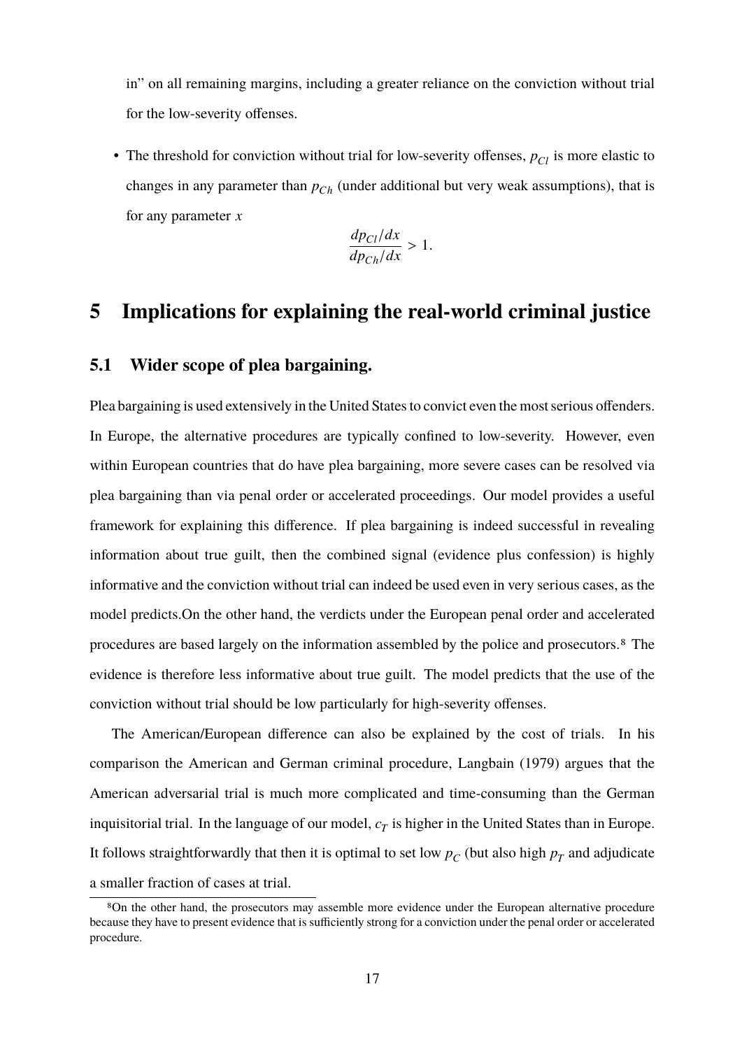in" on all remaining margins, including a greater reliance on the conviction without trial for the low-severity offenses.

- The threshold for conviction without trial for low-severity offenses, $p_{Cl}$ is more elastic to changes in any parameter than $p_{Ch}$ (under additional but very weak assumptions), that is for any parameter $x$

$$\frac{dp_{Cl}/dx}{dp_{Ch}/dx} > 1.$$

# 5 Implications for explaining the real-world criminal justice

## 5.1 Wider scope of plea bargaining.

Plea bargaining is used extensively in the United States to convict even the most serious offenders. In Europe, the alternative procedures are typically confined to low-severity. However, even within European countries that do have plea bargaining, more severe cases can be resolved via plea bargaining than via penal order or accelerated proceedings. Our model provides a useful framework for explaining this difference. If plea bargaining is indeed successful in revealing information about true guilt, then the combined signal (evidence plus confession) is highly informative and the conviction without trial can indeed be used even in very serious cases, as the model predicts.On the other hand, the verdicts under the European penal order and accelerated procedures are based largely on the information assembled by the police and prosecutors.[8] The evidence is therefore less informative about true guilt. The model predicts that the use of the conviction without trial should be low particularly for high-severity offenses.

The American/European difference can also be explained by the cost of trials. In his comparison the American and German criminal procedure, Langbain (1979) argues that the American adversarial trial is much more complicated and time-consuming than the German inquisitorial trial. In the language of our model, $c_T$ is higher in the United States than in Europe. It follows straightforwardly that then it is optimal to set low $p_C$ (but also high $p_T$ and adjudicate a smaller fraction of cases at trial.

[8]On the other hand, the prosecutors may assemble more evidence under the European alternative procedure because they have to present evidence that is sufficiently strong for a conviction under the penal order or accelerated procedure.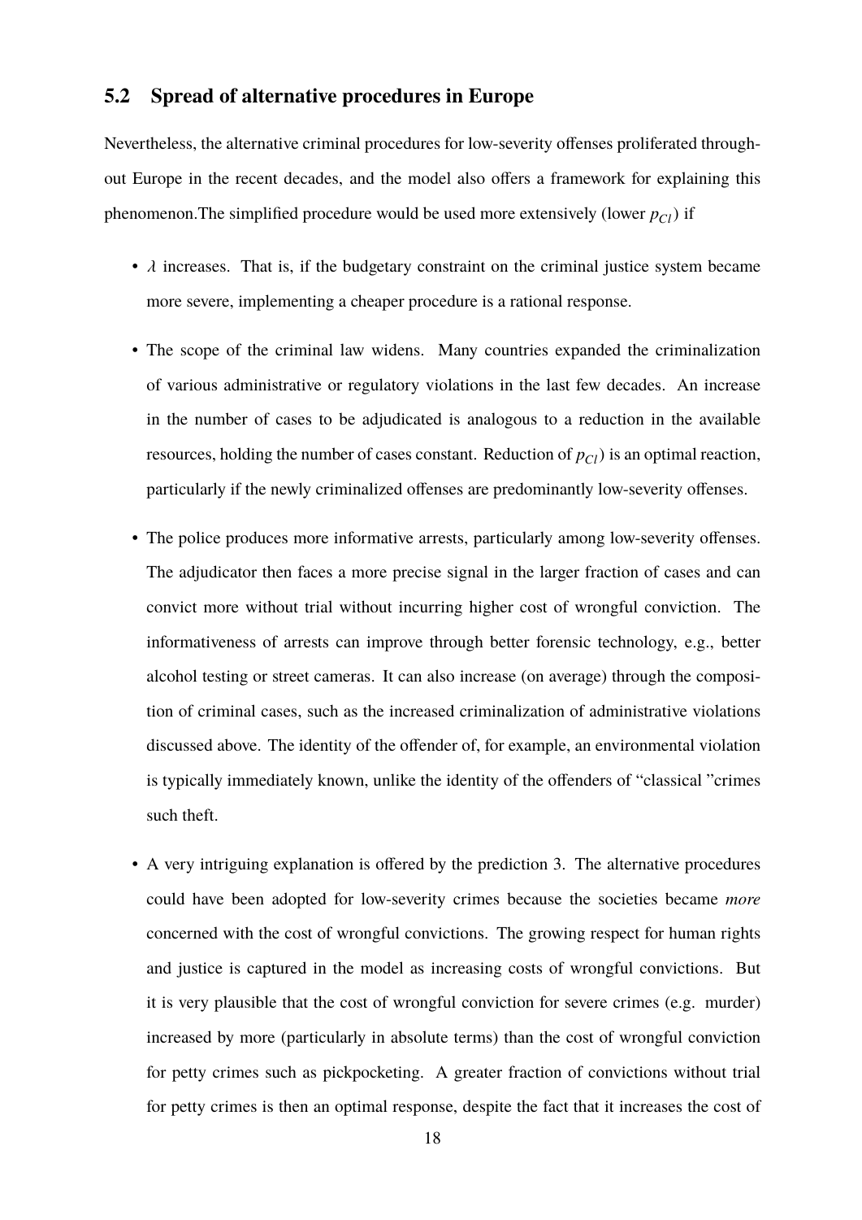## 5.2 Spread of alternative procedures in Europe

Nevertheless, the alternative criminal procedures for low-severity offenses proliferated throughout Europe in the recent decades, and the model also offers a framework for explaining this phenomenon.The simplified procedure would be used more extensively (lower $p_{Cl}$) if

- $\lambda$ increases. That is, if the budgetary constraint on the criminal justice system became more severe, implementing a cheaper procedure is a rational response.
- The scope of the criminal law widens. Many countries expanded the criminalization of various administrative or regulatory violations in the last few decades. An increase in the number of cases to be adjudicated is analogous to a reduction in the available resources, holding the number of cases constant. Reduction of $p_{Cl}$) is an optimal reaction, particularly if the newly criminalized offenses are predominantly low-severity offenses.
- The police produces more informative arrests, particularly among low-severity offenses. The adjudicator then faces a more precise signal in the larger fraction of cases and can convict more without trial without incurring higher cost of wrongful conviction. The informativeness of arrests can improve through better forensic technology, e.g., better alcohol testing or street cameras. It can also increase (on average) through the composition of criminal cases, such as the increased criminalization of administrative violations discussed above. The identity of the offender of, for example, an environmental violation is typically immediately known, unlike the identity of the offenders of "classical "crimes such theft.
- A very intriguing explanation is offered by the prediction 3. The alternative procedures could have been adopted for low-severity crimes because the societies became *more* concerned with the cost of wrongful convictions. The growing respect for human rights and justice is captured in the model as increasing costs of wrongful convictions. But it is very plausible that the cost of wrongful conviction for severe crimes (e.g. murder) increased by more (particularly in absolute terms) than the cost of wrongful conviction for petty crimes such as pickpocketing. A greater fraction of convictions without trial for petty crimes is then an optimal response, despite the fact that it increases the cost of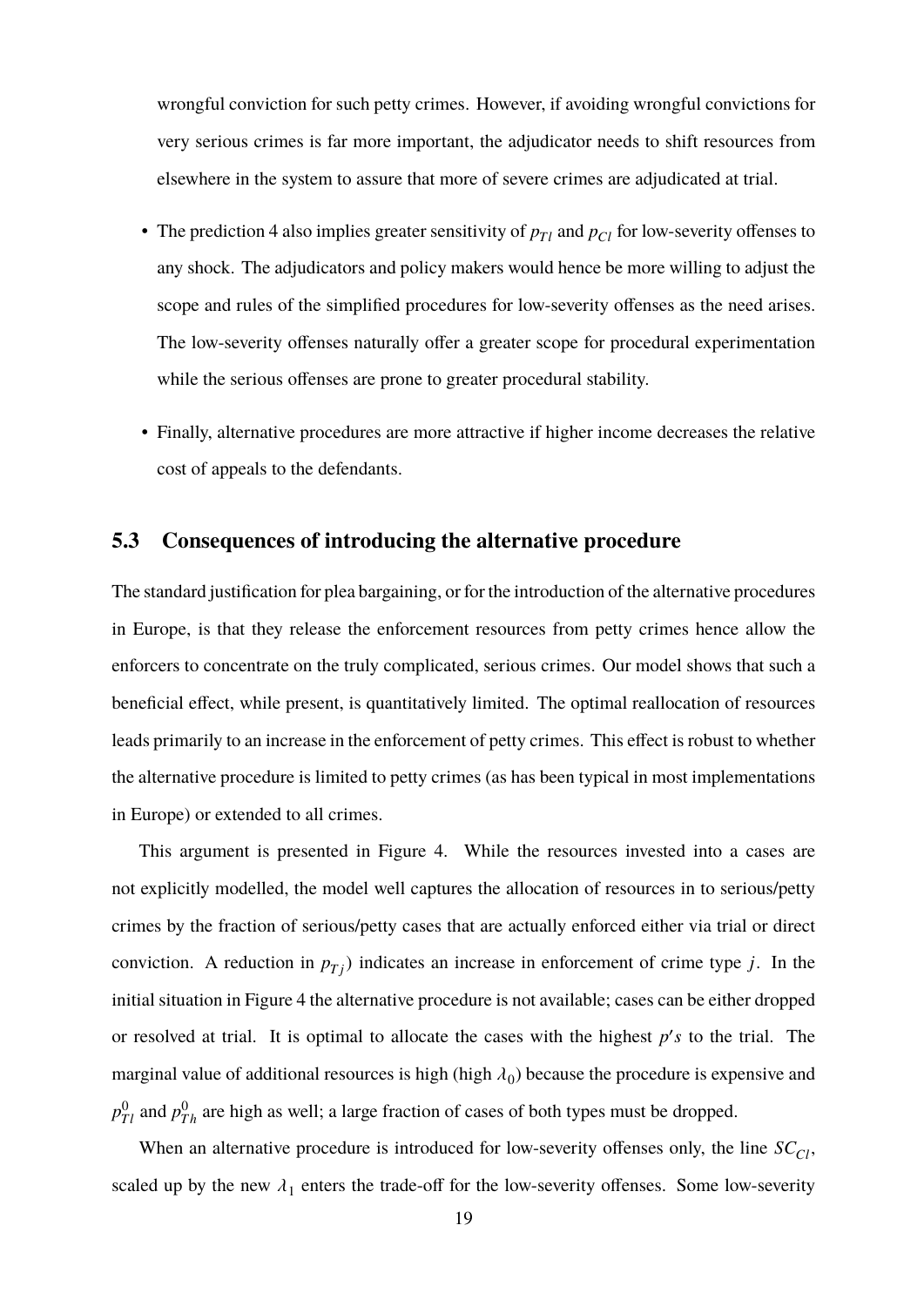wrongful conviction for such petty crimes. However, if avoiding wrongful convictions for very serious crimes is far more important, the adjudicator needs to shift resources from elsewhere in the system to assure that more of severe crimes are adjudicated at trial.

- The prediction 4 also implies greater sensitivity of $p_{Tl}$ and $p_{Cl}$ for low-severity offenses to any shock. The adjudicators and policy makers would hence be more willing to adjust the scope and rules of the simplified procedures for low-severity offenses as the need arises. The low-severity offenses naturally offer a greater scope for procedural experimentation while the serious offenses are prone to greater procedural stability.
- Finally, alternative procedures are more attractive if higher income decreases the relative cost of appeals to the defendants.

## 5.3 Consequences of introducing the alternative procedure

The standard justification for plea bargaining, or for the introduction of the alternative procedures in Europe, is that they release the enforcement resources from petty crimes hence allow the enforcers to concentrate on the truly complicated, serious crimes. Our model shows that such a beneficial effect, while present, is quantitatively limited. The optimal reallocation of resources leads primarily to an increase in the enforcement of petty crimes. This effect is robust to whether the alternative procedure is limited to petty crimes (as has been typical in most implementations in Europe) or extended to all crimes.

This argument is presented in Figure 4. While the resources invested into a cases are not explicitly modelled, the model well captures the allocation of resources in to serious/petty crimes by the fraction of serious/petty cases that are actually enforced either via trial or direct conviction. A reduction in $p_{Tj}$) indicates an increase in enforcement of crime type $j$. In the initial situation in Figure 4 the alternative procedure is not available; cases can be either dropped or resolved at trial. It is optimal to allocate the cases with the highest $p's$ to the trial. The marginal value of additional resources is high (high $\lambda_0$) because the procedure is expensive and $p^0_{Tl}$ and $p^0_{Th}$ are high as well; a large fraction of cases of both types must be dropped.

When an alternative procedure is introduced for low-severity offenses only, the line $SC_{Cl}$, scaled up by the new $\lambda_1$ enters the trade-off for the low-severity offenses. Some low-severity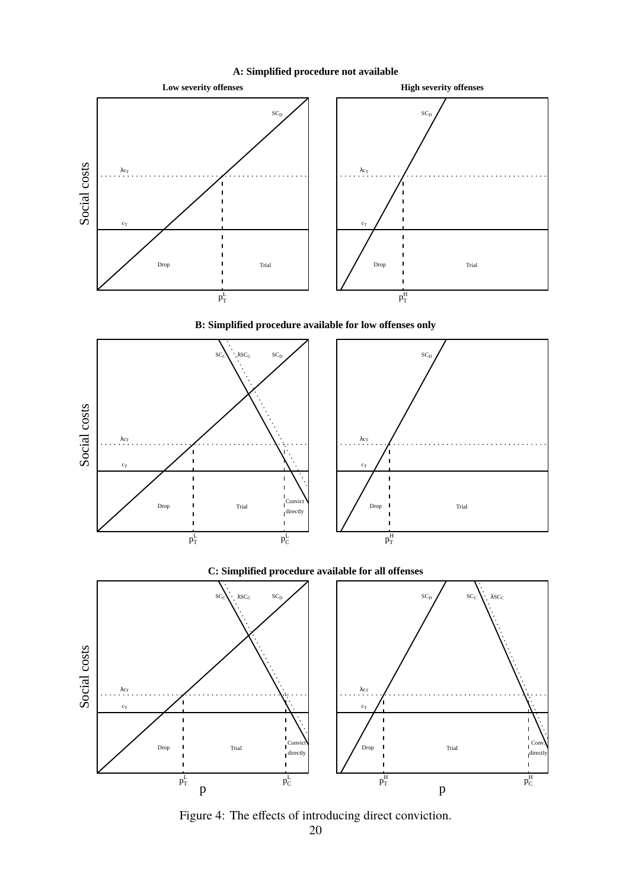Figure 4: The effects of introducing direct conviction.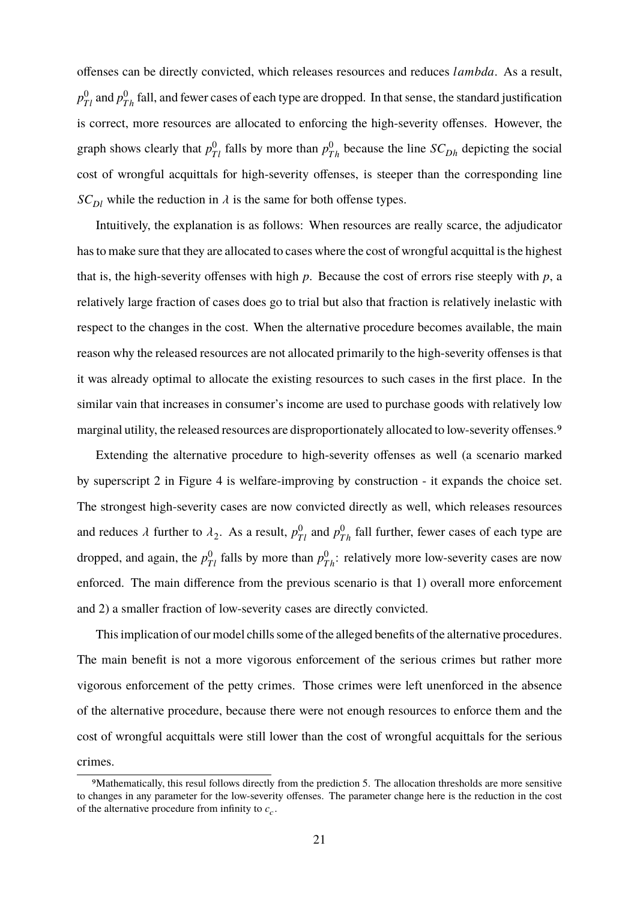offenses can be directly convicted, which releases resources and reduces $lambda$. As a result, $p^0_{Tl}$ and $p^0_{Th}$ fall, and fewer cases of each type are dropped. In that sense, the standard justification is correct, more resources are allocated to enforcing the high-severity offenses. However, the graph shows clearly that $p^0_{Tl}$ falls by more than $p^0_{Th}$ because the line $SC_{Dh}$ depicting the social cost of wrongful acquittals for high-severity offenses, is steeper than the corresponding line $SC_{Dl}$ while the reduction in $\lambda$ is the same for both offense types.

Intuitively, the explanation is as follows: When resources are really scarce, the adjudicator has to make sure that they are allocated to cases where the cost of wrongful acquittal is the highest that is, the high-severity offenses with high $p$. Because the cost of errors rise steeply with $p$, a relatively large fraction of cases does go to trial but also that fraction is relatively inelastic with respect to the changes in the cost. When the alternative procedure becomes available, the main reason why the released resources are not allocated primarily to the high-severity offenses is that it was already optimal to allocate the existing resources to such cases in the first place. In the similar vain that increases in consumer's income are used to purchase goods with relatively low marginal utility, the released resources are disproportionately allocated to low-severity offenses.[9]

Extending the alternative procedure to high-severity offenses as well (a scenario marked by superscript 2 in Figure 4 is welfare-improving by construction - it expands the choice set. The strongest high-severity cases are now convicted directly as well, which releases resources and reduces $\lambda$ further to $\lambda_2$. As a result, $p^0_{Tl}$ and $p^0_{Th}$ fall further, fewer cases of each type are dropped, and again, the $p^0_{Tl}$ falls by more than $p^0_{Th}$: relatively more low-severity cases are now enforced. The main difference from the previous scenario is that 1) overall more enforcement and 2) a smaller fraction of low-severity cases are directly convicted.

This implication of our model chills some of the alleged benefits of the alternative procedures. The main benefit is not a more vigorous enforcement of the serious crimes but rather more vigorous enforcement of the petty crimes. Those crimes were left unenforced in the absence of the alternative procedure, because there were not enough resources to enforce them and the cost of wrongful acquittals were still lower than the cost of wrongful acquittals for the serious crimes.

[9]Mathematically, this resul follows directly from the prediction 5. The allocation thresholds are more sensitive to changes in any parameter for the low-severity offenses. The parameter change here is the reduction in the cost of the alternative procedure from infinity to $c_c$.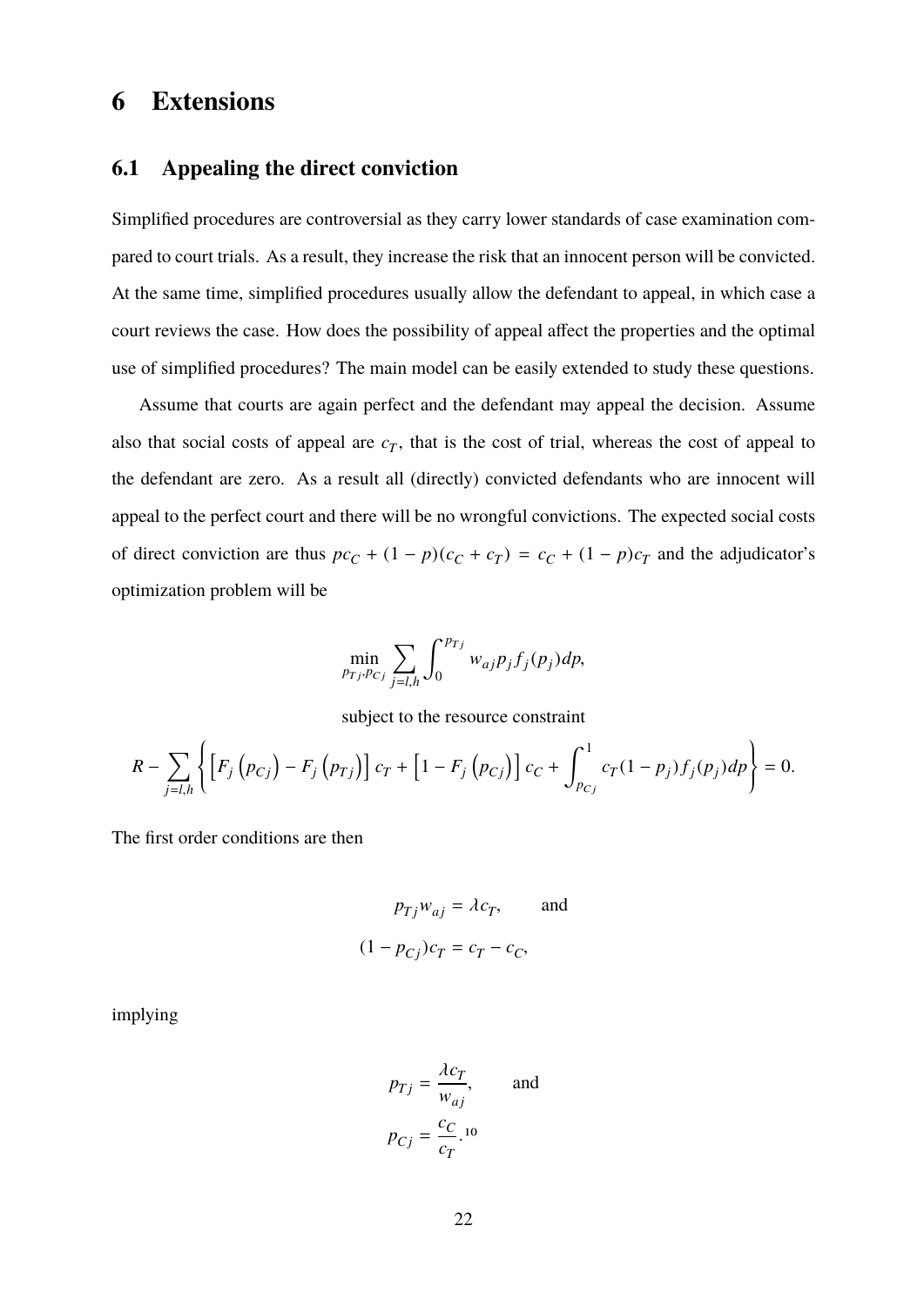# 6 Extensions

## 6.1 Appealing the direct conviction

Simplified procedures are controversial as they carry lower standards of case examination compared to court trials. As a result, they increase the risk that an innocent person will be convicted. At the same time, simplified procedures usually allow the defendant to appeal, in which case a court reviews the case. How does the possibility of appeal affect the properties and the optimal use of simplified procedures? The main model can be easily extended to study these questions.

Assume that courts are again perfect and the defendant may appeal the decision. Assume also that social costs of appeal are $c_T$, that is the cost of trial, whereas the cost of appeal to the defendant are zero. As a result all (directly) convicted defendants who are innocent will appeal to the perfect court and there will be no wrongful convictions. The expected social costs of direct conviction are thus $pc_C + (1-p)(c_C + c_T) = c_C + (1-p)c_T$ and the adjudicator's optimization problem will be

$$\min_{p_{Tj}, p_{Cj}} \sum_{j=l,h} \int_0^{p_{Tj}} w_{aj} p_j f_j(p_j) dp,$$

subject to the resource constraint

$$R - \sum_{j=l,h} \left\{ \left[ F_j\left(p_{Cj}\right) - F_j\left(p_{Tj}\right) \right] c_T + \left[ 1 - F_j\left(p_{Cj}\right) \right] c_C + \int_{p_{Cj}}^{1} c_T (1-p_j) f_j(p_j) dp \right\} = 0.$$

The first order conditions are then

$$p_{Tj} w_{aj} = \lambda c_T, \qquad \text{and}$$

$$(1 - p_{Cj}) c_T = c_T - c_C,$$

implying

$$p_{Tj} = \frac{\lambda c_T}{w_{aj}}, \qquad \text{and}$$

$$p_{Cj} = \frac{c_C}{c_T}.[10]$$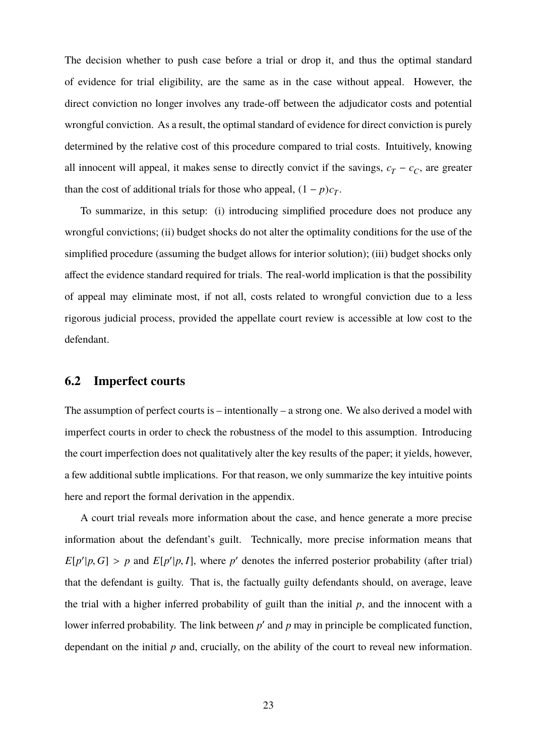The decision whether to push case before a trial or drop it, and thus the optimal standard of evidence for trial eligibility, are the same as in the case without appeal. However, the direct conviction no longer involves any trade-off between the adjudicator costs and potential wrongful conviction. As a result, the optimal standard of evidence for direct conviction is purely determined by the relative cost of this procedure compared to trial costs. Intuitively, knowing all innocent will appeal, it makes sense to directly convict if the savings, $c_T - c_C$, are greater than the cost of additional trials for those who appeal, $(1 - p)c_T$.

To summarize, in this setup: (i) introducing simplified procedure does not produce any wrongful convictions; (ii) budget shocks do not alter the optimality conditions for the use of the simplified procedure (assuming the budget allows for interior solution); (iii) budget shocks only affect the evidence standard required for trials. The real-world implication is that the possibility of appeal may eliminate most, if not all, costs related to wrongful conviction due to a less rigorous judicial process, provided the appellate court review is accessible at low cost to the defendant.

## 6.2 Imperfect courts

The assumption of perfect courts is – intentionally – a strong one. We also derived a model with imperfect courts in order to check the robustness of the model to this assumption. Introducing the court imperfection does not qualitatively alter the key results of the paper; it yields, however, a few additional subtle implications. For that reason, we only summarize the key intuitive points here and report the formal derivation in the appendix.

A court trial reveals more information about the case, and hence generate a more precise information about the defendant's guilt. Technically, more precise information means that $E[p'|p, G] > p$ and $E[p'|p, I]$, where $p'$ denotes the inferred posterior probability (after trial) that the defendant is guilty. That is, the factually guilty defendants should, on average, leave the trial with a higher inferred probability of guilt than the initial $p$, and the innocent with a lower inferred probability. The link between $p'$ and $p$ may in principle be complicated function, dependant on the initial $p$ and, crucially, on the ability of the court to reveal new information.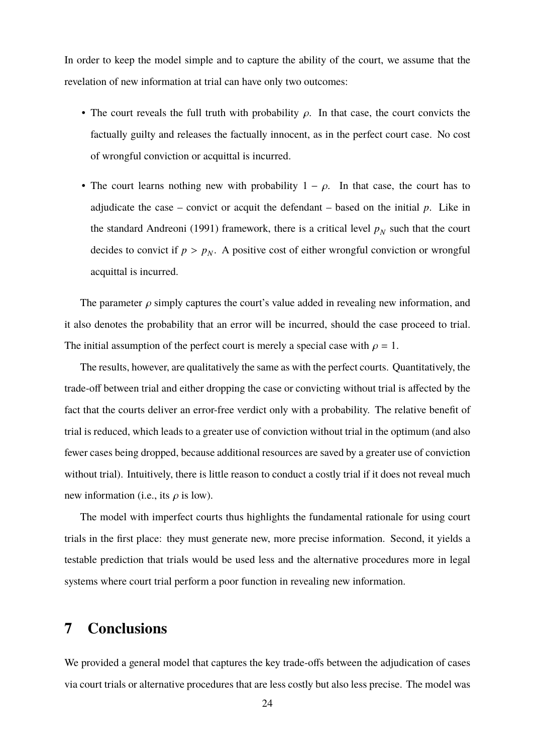In order to keep the model simple and to capture the ability of the court, we assume that the revelation of new information at trial can have only two outcomes:

- The court reveals the full truth with probability $\rho$. In that case, the court convicts the factually guilty and releases the factually innocent, as in the perfect court case. No cost of wrongful conviction or acquittal is incurred.
- The court learns nothing new with probability $1 - \rho$. In that case, the court has to adjudicate the case – convict or acquit the defendant – based on the initial $p$. Like in the standard Andreoni (1991) framework, there is a critical level $p_N$ such that the court decides to convict if $p > p_N$. A positive cost of either wrongful conviction or wrongful acquittal is incurred.

The parameter $\rho$ simply captures the court's value added in revealing new information, and it also denotes the probability that an error will be incurred, should the case proceed to trial. The initial assumption of the perfect court is merely a special case with $\rho = 1$.

The results, however, are qualitatively the same as with the perfect courts. Quantitatively, the trade-off between trial and either dropping the case or convicting without trial is affected by the fact that the courts deliver an error-free verdict only with a probability. The relative benefit of trial is reduced, which leads to a greater use of conviction without trial in the optimum (and also fewer cases being dropped, because additional resources are saved by a greater use of conviction without trial). Intuitively, there is little reason to conduct a costly trial if it does not reveal much new information (i.e., its $\rho$ is low).

The model with imperfect courts thus highlights the fundamental rationale for using court trials in the first place: they must generate new, more precise information. Second, it yields a testable prediction that trials would be used less and the alternative procedures more in legal systems where court trial perform a poor function in revealing new information.

# 7 Conclusions

We provided a general model that captures the key trade-offs between the adjudication of cases via court trials or alternative procedures that are less costly but also less precise. The model was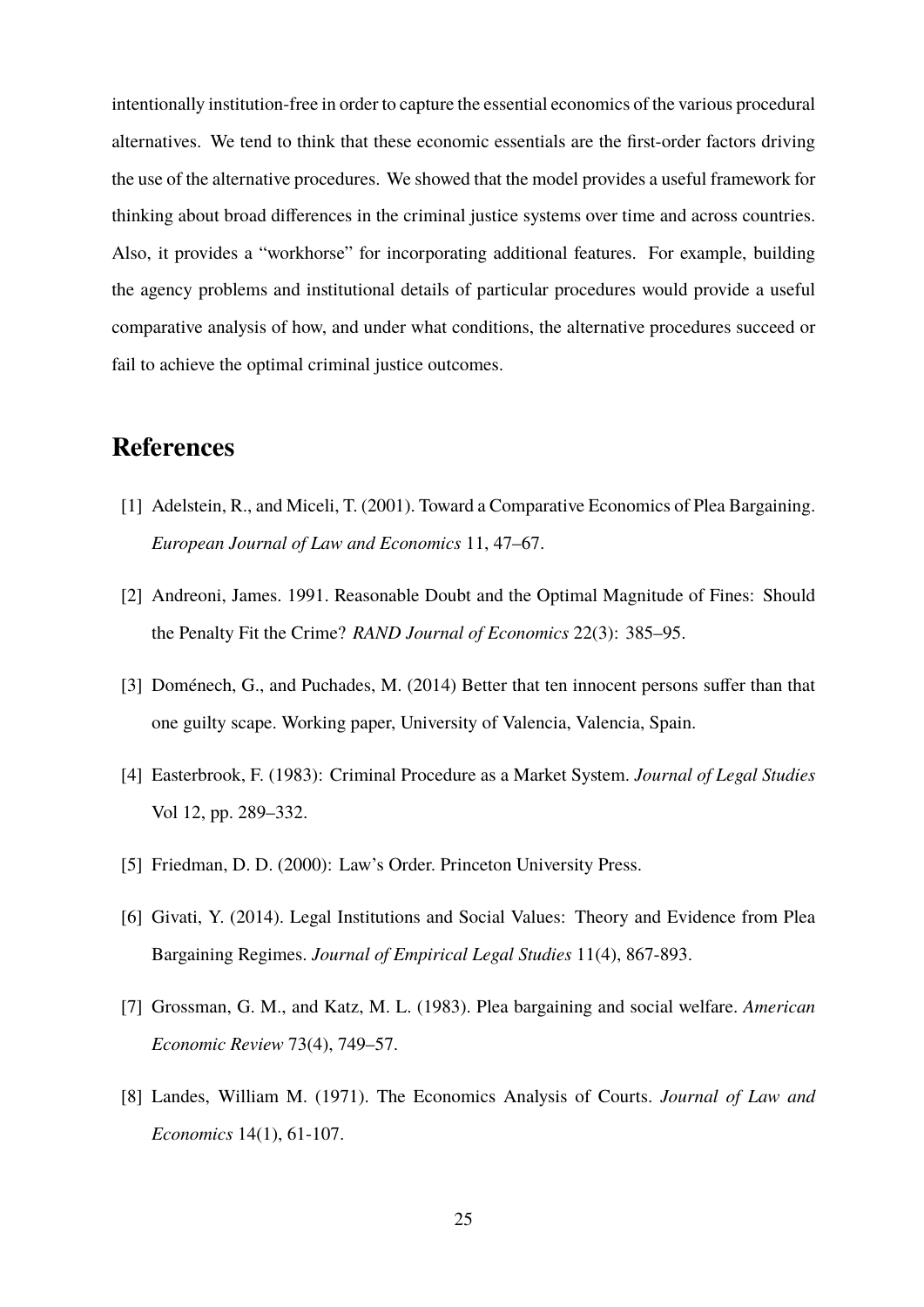intentionally institution-free in order to capture the essential economics of the various procedural alternatives. We tend to think that these economic essentials are the first-order factors driving the use of the alternative procedures. We showed that the model provides a useful framework for thinking about broad differences in the criminal justice systems over time and across countries. Also, it provides a "workhorse" for incorporating additional features. For example, building the agency problems and institutional details of particular procedures would provide a useful comparative analysis of how, and under what conditions, the alternative procedures succeed or fail to achieve the optimal criminal justice outcomes.

# References

[1] Adelstein, R., and Miceli, T. (2001). Toward a Comparative Economics of Plea Bargaining. *European Journal of Law and Economics* 11, 47–67.

[2] Andreoni, James. 1991. Reasonable Doubt and the Optimal Magnitude of Fines: Should the Penalty Fit the Crime? *RAND Journal of Economics* 22(3): 385–95.

[3] Doménech, G., and Puchades, M. (2014) Better that ten innocent persons suffer than that one guilty scape. Working paper, University of Valencia, Valencia, Spain.

[4] Easterbrook, F. (1983): Criminal Procedure as a Market System. *Journal of Legal Studies* Vol 12, pp. 289–332.

[5] Friedman, D. D. (2000): Law's Order. Princeton University Press.

[6] Givati, Y. (2014). Legal Institutions and Social Values: Theory and Evidence from Plea Bargaining Regimes. *Journal of Empirical Legal Studies* 11(4), 867-893.

[7] Grossman, G. M., and Katz, M. L. (1983). Plea bargaining and social welfare. *American Economic Review* 73(4), 749–57.

[8] Landes, William M. (1971). The Economics Analysis of Courts. *Journal of Law and Economics* 14(1), 61-107.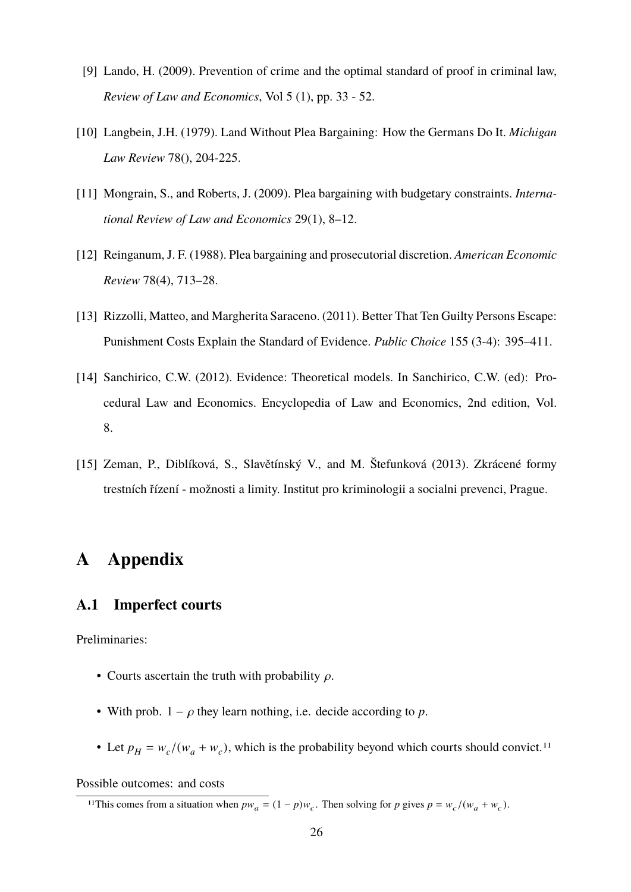[9] Lando, H. (2009). Prevention of crime and the optimal standard of proof in criminal law, *Review of Law and Economics*, Vol 5 (1), pp. 33 - 52.

[10] Langbein, J.H. (1979). Land Without Plea Bargaining: How the Germans Do It. *Michigan Law Review* 78(), 204-225.

[11] Mongrain, S., and Roberts, J. (2009). Plea bargaining with budgetary constraints. *International Review of Law and Economics* 29(1), 8–12.

[12] Reinganum, J. F. (1988). Plea bargaining and prosecutorial discretion. *American Economic Review* 78(4), 713–28.

[13] Rizzolli, Matteo, and Margherita Saraceno. (2011). Better That Ten Guilty Persons Escape: Punishment Costs Explain the Standard of Evidence. *Public Choice* 155 (3-4): 395–411.

[14] Sanchirico, C.W. (2012). Evidence: Theoretical models. In Sanchirico, C.W. (ed): Procedural Law and Economics. Encyclopedia of Law and Economics, 2nd edition, Vol. 8.

[15] Zeman, P., Diblíková, S., Slavětínský V., and M. Štefunková (2013). Zkrácené formy trestních řízení - možnosti a limity. Institut pro kriminologii a socialni prevenci, Prague.

# A Appendix

## A.1 Imperfect courts

Preliminaries:

- Courts ascertain the truth with probability $\rho$.
- With prob. $1 - \rho$ they learn nothing, i.e. decide according to $p$.
- Let $p_H = w_c/(w_a + w_c)$, which is the probability beyond which courts should convict.[11]

Possible outcomes: and costs

[11] This comes from a situation when $pw_a = (1-p)w_c$. Then solving for $p$ gives $p = w_c/(w_a + w_c)$.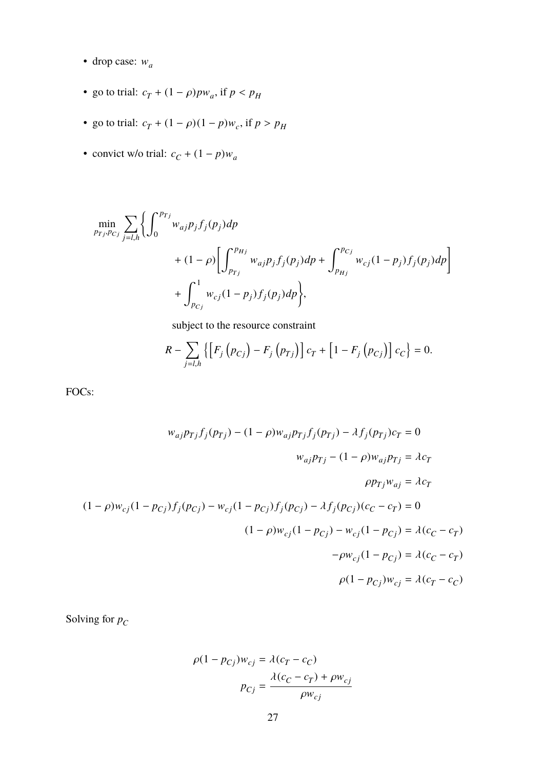- drop case: $w_a$
- go to trial: $c_T + (1-\rho)pw_a$, if $p < p_H$
- go to trial: $c_T + (1-\rho)(1-p)w_c$, if $p > p_H$
- convict w/o trial: $c_C + (1-p)w_a$

$$
\begin{aligned}
\min_{p_{Tj}, p_{Cj}} \sum_{j=l,h} \Bigg\{ & \int_0^{p_{Tj}} w_{aj} p_j f_j(p_j) dp \\
& + (1-\rho) \left[ \int_{p_{Tj}}^{p_{Hj}} w_{aj} p_j f_j(p_j) dp + \int_{p_{Hj}}^{p_{Cj}} w_{cj} (1-p_j) f_j(p_j) dp \right] \\
& + \int_{p_{Cj}}^{1} w_{cj} (1-p_j) f_j(p_j) dp \Bigg\},
\end{aligned}
$$

subject to the resource constraint

$$
R - \sum_{j=l,h} \left\{ \left[ F_j\left(p_{Cj}\right) - F_j\left(p_{Tj}\right) \right] c_T + \left[ 1 - F_j\left(p_{Cj}\right) \right] c_C \right\} = 0.
$$

FOCs:

$$
\begin{aligned}
w_{aj} p_{Tj} f_j(p_{Tj}) - (1-\rho) w_{aj} p_{Tj} f_j(p_{Tj}) - \lambda f_j(p_{Tj}) c_T &= 0 \\
w_{aj} p_{Tj} - (1-\rho) w_{aj} p_{Tj} &= \lambda c_T \\
\rho p_{Tj} w_{aj} &= \lambda c_T \\
(1-\rho) w_{cj} (1-p_{Cj}) f_j(p_{Cj}) - w_{cj} (1-p_{Cj}) f_j(p_{Cj}) - \lambda f_j(p_{Cj}) (c_C - c_T) &= 0 \\
(1-\rho) w_{cj} (1-p_{Cj}) - w_{cj} (1-p_{Cj}) &= \lambda (c_C - c_T) \\
-\rho w_{cj} (1-p_{Cj}) &= \lambda (c_C - c_T) \\
\rho (1-p_{Cj}) w_{cj} &= \lambda (c_T - c_C)
\end{aligned}
$$

Solving for $p_C$

$$
\begin{aligned}
\rho (1-p_{Cj}) w_{cj} &= \lambda (c_T - c_C) \\
p_{Cj} &= \frac{\lambda (c_C - c_T) + \rho w_{cj}}{\rho w_{cj}}
\end{aligned}
$$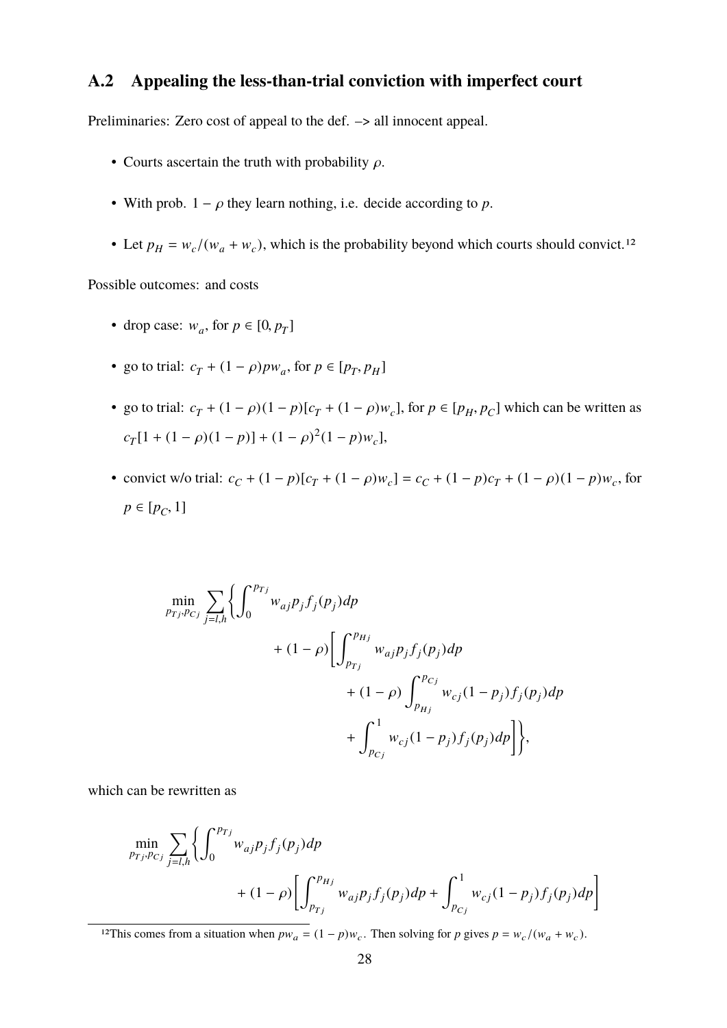## A.2 Appealing the less-than-trial conviction with imperfect court

Preliminaries: Zero cost of appeal to the def. –> all innocent appeal.

- Courts ascertain the truth with probability $\rho$.
- With prob. $1-\rho$ they learn nothing, i.e. decide according to $p$.
- Let $p_H = w_c/(w_a + w_c)$, which is the probability beyond which courts should convict.[12]

Possible outcomes: and costs

- drop case: $w_a$, for $p \in [0, p_T]$
- go to trial: $c_T + (1-\rho)pw_a$, for $p \in [p_T, p_H]$
- go to trial: $c_T + (1-\rho)(1-p)[c_T + (1-\rho)w_c]$, for $p \in [p_H, p_C]$ which can be written as $c_T[1 + (1-\rho)(1-p)] + (1-\rho)^2(1-p)w_c]$,
- convict w/o trial: $c_C + (1-p)[c_T + (1-\rho)w_c] = c_C + (1-p)c_T + (1-\rho)(1-p)w_c$, for $p \in [p_C, 1]$

$$
\begin{aligned}
\min_{p_{Tj}, p_{Cj}} \sum_{j=l,h} \Bigg\{ \int_0^{p_{Tj}} & w_{aj} p_j f_j(p_j) dp \\
& + (1-\rho) \Bigg[ \int_{p_{Tj}}^{p_{Hj}} w_{aj} p_j f_j(p_j) dp \\
& \qquad + (1-\rho) \int_{p_{Hj}}^{p_{Cj}} w_{cj}(1-p_j) f_j(p_j) dp \\
& \qquad + \int_{p_{Cj}}^{1} w_{cj}(1-p_j) f_j(p_j) dp \Bigg] \Bigg\},
\end{aligned}
$$

which can be rewritten as

$$
\begin{aligned}
\min_{p_{Tj}, p_{Cj}} \sum_{j=l,h} \Bigg\{ \int_0^{p_{Tj}} & w_{aj} p_j f_j(p_j) dp \\
& + (1-\rho) \Bigg[ \int_{p_{Tj}}^{p_{Hj}} w_{aj} p_j f_j(p_j) dp + \int_{p_{Cj}}^{1} w_{cj}(1-p_j) f_j(p_j) dp \Bigg]
\end{aligned}
$$

[12]This comes from a situation when $pw_a = (1-p)w_c$. Then solving for $p$ gives $p = w_c/(w_a + w_c)$.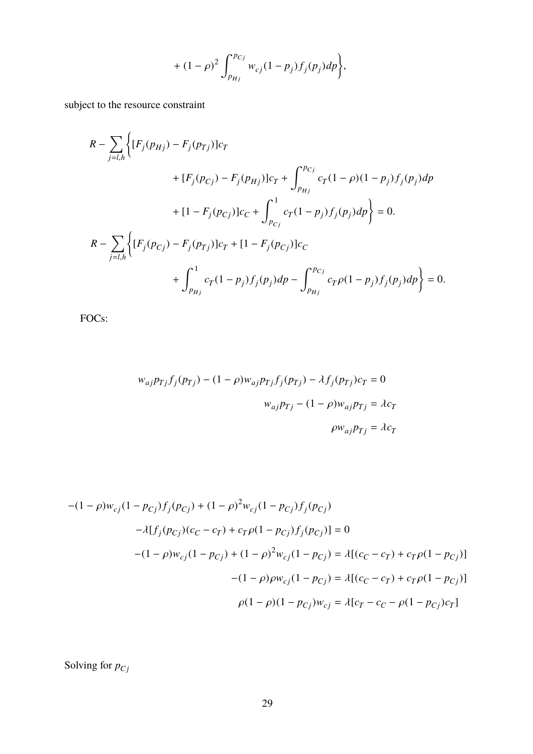$$
+ (1-\rho)^2 \int_{p_{Hj}}^{p_{Cj}} w_{cj}(1-p_j) f_j(p_j) dp \Bigg\},
$$

subject to the resource constraint

$$
\begin{aligned}
R - \sum_{j=l,h} \Bigg\{ & [F_j(p_{Hj}) - F_j(p_{Tj})] c_T \\
& + [F_j(p_{Cj}) - F_j(p_{Hj})] c_T + \int_{p_{Hj}}^{p_{Cj}} c_T (1-\rho)(1-p_j) f_j(p_j) dp \\
& + [1 - F_j(p_{Cj})] c_C + \int_{p_{Cj}}^{1} c_T (1-p_j) f_j(p_j) dp \Bigg\} = 0. \\
R - \sum_{j=l,h} \Bigg\{ & [F_j(p_{Cj}) - F_j(p_{Tj})] c_T + [1 - F_j(p_{Cj})] c_C \\
& + \int_{p_{Hj}}^{1} c_T (1-p_j) f_j(p_j) dp - \int_{p_{Hj}}^{p_{Cj}} c_T \rho (1-p_j) f_j(p_j) dp \Bigg\} = 0.
\end{aligned}
$$

FOCs:

$$
\begin{aligned}
w_{aj} p_{Tj} f_j(p_{Tj}) - (1-\rho) w_{aj} p_{Tj} f_j(p_{Tj}) - \lambda f_j(p_{Tj}) c_T &= 0 \\
w_{aj} p_{Tj} - (1-\rho) w_{aj} p_{Tj} &= \lambda c_T \\
\rho w_{aj} p_{Tj} &= \lambda c_T
\end{aligned}
$$

$$
\begin{aligned}
-(1-\rho) w_{cj}(1-p_{Cj}) f_j(p_{Cj}) + (1-\rho)^2 w_{cj}(1-p_{Cj}) f_j(p_{Cj}) & \\
-\lambda[f_j(p_{Cj})(c_C - c_T) + c_T \rho (1-p_{Cj}) f_j(p_{Cj})] &= 0 \\
-(1-\rho) w_{cj}(1-p_{Cj}) + (1-\rho)^2 w_{cj}(1-p_{Cj}) &= \lambda[(c_C - c_T) + c_T \rho (1-p_{Cj})] \\
-(1-\rho)\rho w_{cj}(1-p_{Cj}) &= \lambda[(c_C - c_T) + c_T \rho (1-p_{Cj})] \\
\rho(1-\rho)(1-p_{Cj}) w_{cj} &= \lambda[c_T - c_C - \rho(1-p_{Cj}) c_T]
\end{aligned}
$$

Solving for $p_{Cj}$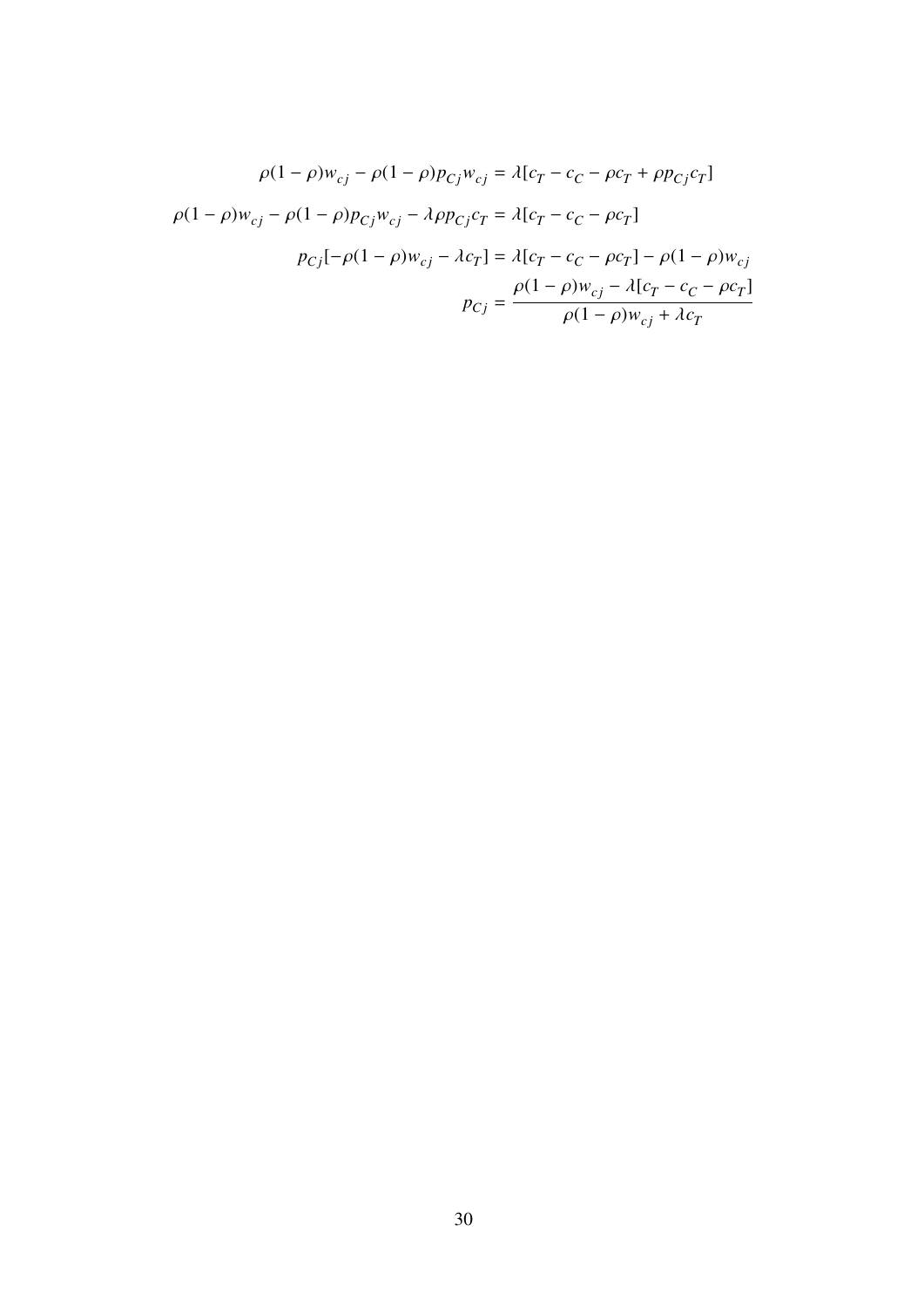$$
\begin{aligned}
\rho(1-\rho)w_{cj} - \rho(1-\rho)p_{Cj}w_{cj} &= \lambda[c_T - c_C - \rho c_T + \rho p_{Cj}c_T] \\
\rho(1-\rho)w_{cj} - \rho(1-\rho)p_{Cj}w_{cj} - \lambda\rho p_{Cj}c_T &= \lambda[c_T - c_C - \rho c_T] \\
p_{Cj}[-\rho(1-\rho)w_{cj} - \lambda c_T] &= \lambda[c_T - c_C - \rho c_T] - \rho(1-\rho)w_{cj} \\
p_{Cj} &= \frac{\rho(1-\rho)w_{cj} - \lambda[c_T - c_C - \rho c_T]}{\rho(1-\rho)w_{cj} + \lambda c_T}
\end{aligned}
$$